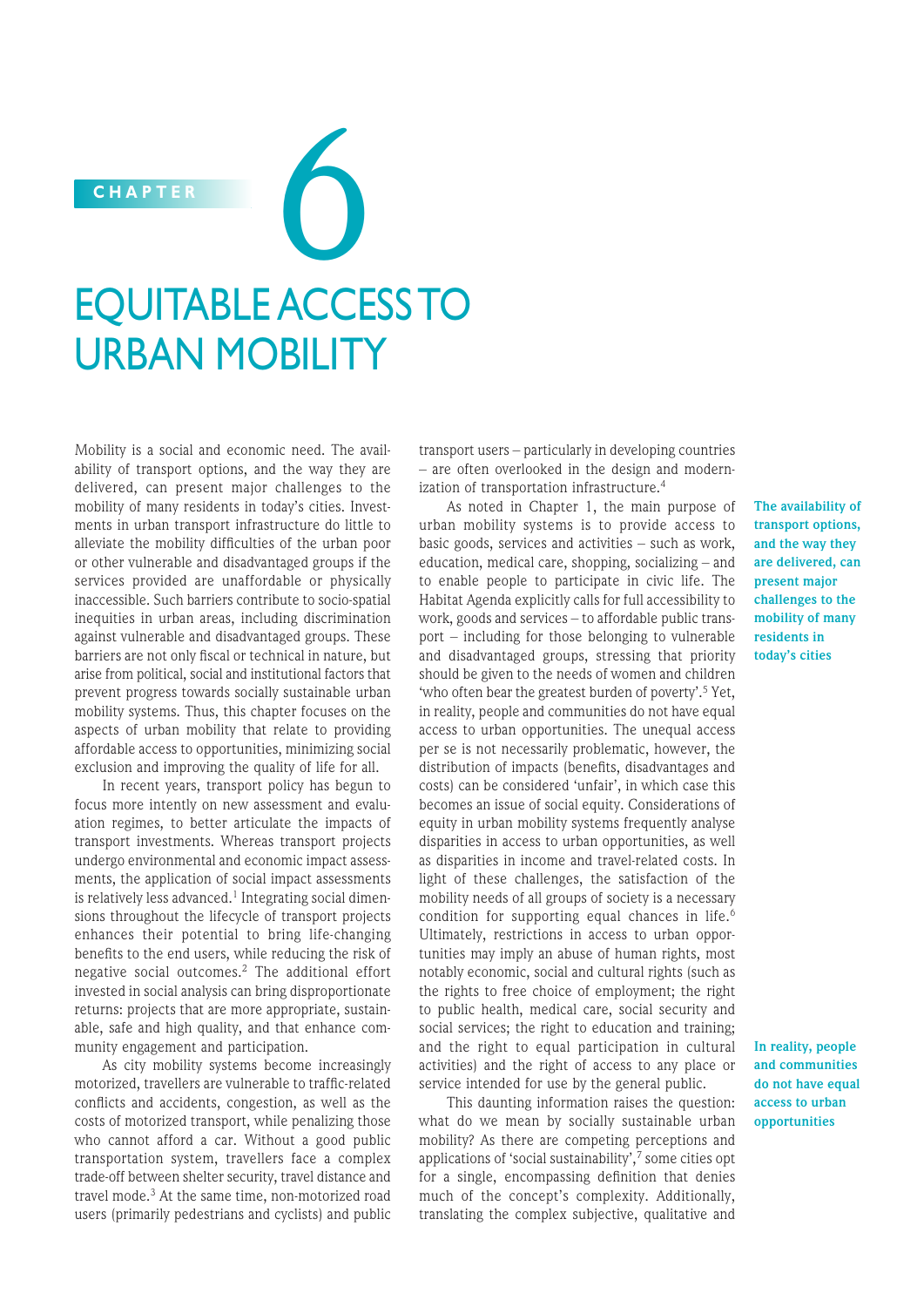# CHAPTER 6

# EQUITABLE ACCESS TO URBAN MOBILITY

Mobility is a social and economic need. The availability of transport options, and the way they are delivered, can present major challenges to the mobility of many residents in today's cities. Investments in urban transport infrastructure do little to alleviate the mobility difficulties of the urban poor or other vulnerable and disadvantaged groups if the services provided are unaffordable or physically inaccessible. Such barriers contribute to socio-spatial inequities in urban areas, including discrimination against vulnerable and disadvantaged groups. These barriers are not only fiscal or technical in nature, but arise from political, social and institutional factors that prevent progress towards socially sustainable urban mobility systems. Thus, this chapter focuses on the aspects of urban mobility that relate to providing affordable access to opportunities, minimizing social exclusion and improving the quality of life for all.

In recent years, transport policy has begun to focus more intently on new assessment and evaluation regimes, to better articulate the impacts of transport investments. Whereas transport projects undergo environmental and economic impact assessments, the application of social impact assessments is relatively less advanced.[1] Integrating social dimensions throughout the lifecycle of transport projects enhances their potential to bring life-changing benefits to the end users, while reducing the risk of negative social outcomes.[2] The additional effort invested in social analysis can bring disproportionate returns: projects that are more appropriate, sustainable, safe and high quality, and that enhance community engagement and participation.

As city mobility systems become increasingly motorized, travellers are vulnerable to traffic-related conflicts and accidents, congestion, as well as the costs of motorized transport, while penalizing those who cannot afford a car. Without a good public transportation system, travellers face a complex trade-off between shelter security, travel distance and travel mode.[3] At the same time, non-motorized road users (primarily pedestrians and cyclists) and public transport users – particularly in developing countries – are often overlooked in the design and modernization of transportation infrastructure.[4]

As noted in Chapter 1, the main purpose of urban mobility systems is to provide access to basic goods, services and activities – such as work, education, medical care, shopping, socializing – and to enable people to participate in civic life. The Habitat Agenda explicitly calls for full accessibility to work, goods and services – to affordable public transport – including for those belonging to vulnerable and disadvantaged groups, stressing that priority should be given to the needs of women and children 'who often bear the greatest burden of poverty'.[5] Yet, in reality, people and communities do not have equal access to urban opportunities. The unequal access per se is not necessarily problematic, however, the distribution of impacts (benefits, disadvantages and costs) can be considered 'unfair', in which case this becomes an issue of social equity. Considerations of equity in urban mobility systems frequently analyse disparities in access to urban opportunities, as well as disparities in income and travel-related costs. In light of these challenges, the satisfaction of the mobility needs of all groups of society is a necessary condition for supporting equal chances in life.[6] Ultimately, restrictions in access to urban opportunities may imply an abuse of human rights, most notably economic, social and cultural rights (such as the rights to free choice of employment; the right to public health, medical care, social security and social services; the right to education and training; and the right to equal participation in cultural activities) and the right of access to any place or service intended for use by the general public.

**The availability of transport options, and the way they are delivered, can present major challenges to the mobility of many residents in today's cities**

**In reality, people and communities do not have equal access to urban opportunities**

This daunting information raises the question: what do we mean by socially sustainable urban mobility? As there are competing perceptions and applications of 'social sustainability',[7] some cities opt for a single, encompassing definition that denies much of the concept's complexity. Additionally, translating the complex subjective, qualitative and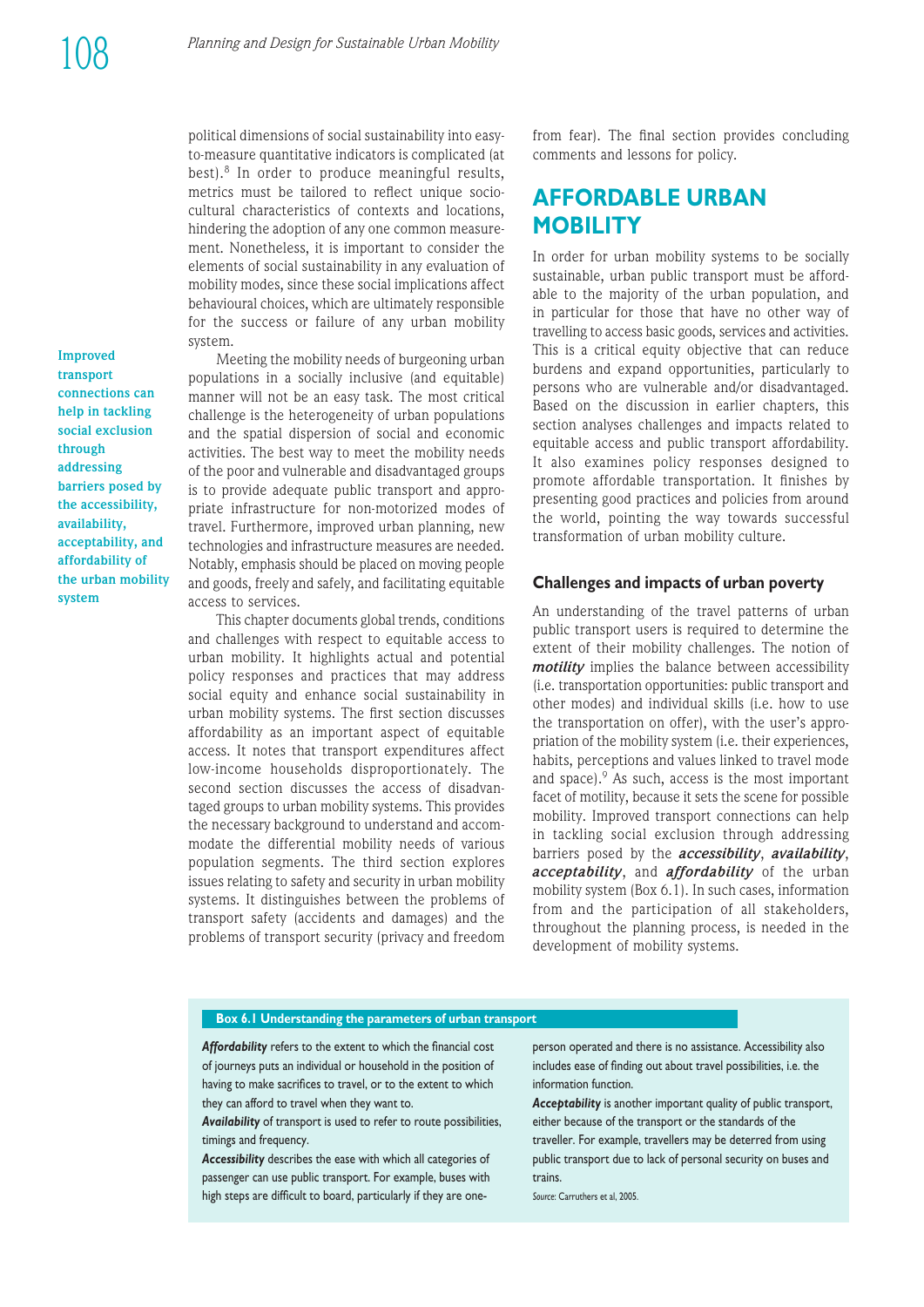political dimensions of social sustainability into easy-to-measure quantitative indicators is complicated (at best).[8] In order to produce meaningful results, metrics must be tailored to reflect unique socio-cultural characteristics of contexts and locations, hindering the adoption of any one common measurement. Nonetheless, it is important to consider the elements of social sustainability in any evaluation of mobility modes, since these social implications affect behavioural choices, which are ultimately responsible for the success or failure of any urban mobility system.

**Improved transport connections can help in tackling social exclusion through addressing barriers posed by the accessibility, availability, acceptability, and affordability of the urban mobility system**

Meeting the mobility needs of burgeoning urban populations in a socially inclusive (and equitable) manner will not be an easy task. The most critical challenge is the heterogeneity of urban populations and the spatial dispersion of social and economic activities. The best way to meet the mobility needs of the poor and vulnerable and disadvantaged groups is to provide adequate public transport and appropriate infrastructure for non-motorized modes of travel. Furthermore, improved urban planning, new technologies and infrastructure measures are needed. Notably, emphasis should be placed on moving people and goods, freely and safely, and facilitating equitable access to services.

This chapter documents global trends, conditions and challenges with respect to equitable access to urban mobility. It highlights actual and potential policy responses and practices that may address social equity and enhance social sustainability in urban mobility systems. The first section discusses affordability as an important aspect of equitable access. It notes that transport expenditures affect low-income households disproportionately. The second section discusses the access of disadvantaged groups to urban mobility systems. This provides the necessary background to understand and accommodate the differential mobility needs of various population segments. The third section explores issues relating to safety and security in urban mobility systems. It distinguishes between the problems of transport safety (accidents and damages) and the problems of transport security (privacy and freedom from fear). The final section provides concluding comments and lessons for policy.

## AFFORDABLE URBAN MOBILITY

In order for urban mobility systems to be socially sustainable, urban public transport must be affordable to the majority of the urban population, and in particular for those that have no other way of travelling to access basic goods, services and activities. This is a critical equity objective that can reduce burdens and expand opportunities, particularly to persons who are vulnerable and/or disadvantaged. Based on the discussion in earlier chapters, this section analyses challenges and impacts related to equitable access and public transport affordability. It also examines policy responses designed to promote affordable transportation. It finishes by presenting good practices and policies from around the world, pointing the way towards successful transformation of urban mobility culture.

### Challenges and impacts of urban poverty

An understanding of the travel patterns of urban public transport users is required to determine the extent of their mobility challenges. The notion of ***motility*** implies the balance between accessibility (i.e. transportation opportunities: public transport and other modes) and individual skills (i.e. how to use the transportation on offer), with the user's appropriation of the mobility system (i.e. their experiences, habits, perceptions and values linked to travel mode and space).[9] As such, access is the most important facet of motility, because it sets the scene for possible mobility. Improved transport connections can help in tackling social exclusion through addressing barriers posed by the ***accessibility***, ***availability***, ***acceptability***, and ***affordability*** of the urban mobility system (Box 6.1). In such cases, information from and the participation of all stakeholders, throughout the planning process, is needed in the development of mobility systems.

**Box 6.1 Understanding the parameters of urban transport**

***Affordability*** refers to the extent to which the financial cost of journeys puts an individual or household in the position of having to make sacrifices to travel, or to the extent to which they can afford to travel when they want to.

***Availability*** of transport is used to refer to route possibilities, timings and frequency.

***Accessibility*** describes the ease with which all categories of passenger can use public transport. For example, buses with high steps are difficult to board, particularly if they are one-person operated and there is no assistance. Accessibility also includes ease of finding out about travel possibilities, i.e. the information function.

***Acceptability*** is another important quality of public transport, either because of the transport or the standards of the traveller. For example, travellers may be deterred from using public transport due to lack of personal security on buses and trains.

*Source:* Carruthers et al, 2005.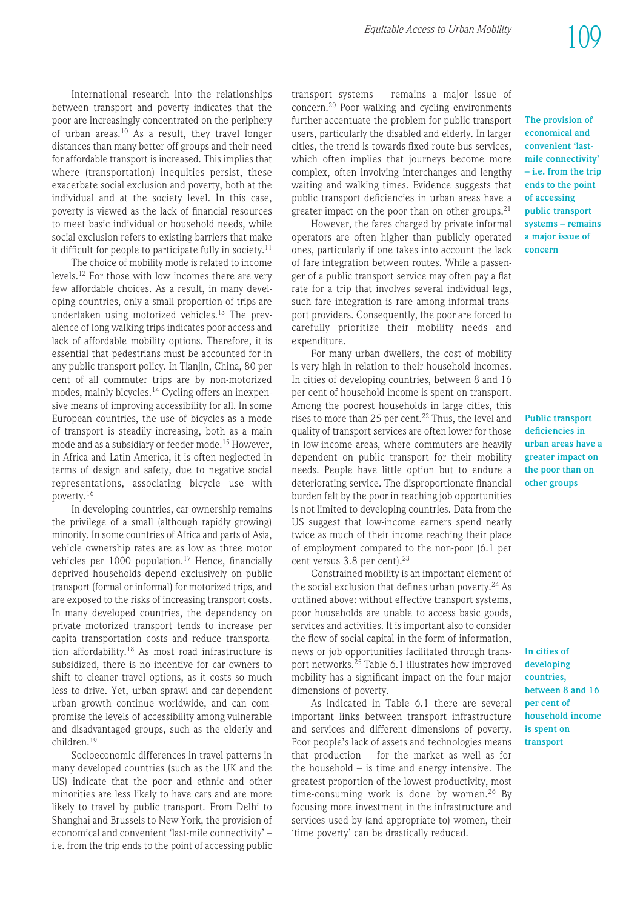International research into the relationships between transport and poverty indicates that the poor are increasingly concentrated on the periphery of urban areas.[10] As a result, they travel longer distances than many better-off groups and their need for affordable transport is increased. This implies that where (transportation) inequities persist, these exacerbate social exclusion and poverty, both at the individual and at the society level. In this case, poverty is viewed as the lack of financial resources to meet basic individual or household needs, while social exclusion refers to existing barriers that make it difficult for people to participate fully in society.[11]

The choice of mobility mode is related to income levels.[12] For those with low incomes there are very few affordable choices. As a result, in many developing countries, only a small proportion of trips are undertaken using motorized vehicles.[13] The prevalence of long walking trips indicates poor access and lack of affordable mobility options. Therefore, it is essential that pedestrians must be accounted for in any public transport policy. In Tianjin, China, 80 per cent of all commuter trips are by non-motorized modes, mainly bicycles.[14] Cycling offers an inexpensive means of improving accessibility for all. In some European countries, the use of bicycles as a mode of transport is steadily increasing, both as a main mode and as a subsidiary or feeder mode.[15] However, in Africa and Latin America, it is often neglected in terms of design and safety, due to negative social representations, associating bicycle use with poverty.[16]

In developing countries, car ownership remains the privilege of a small (although rapidly growing) minority. In some countries of Africa and parts of Asia, vehicle ownership rates are as low as three motor vehicles per 1000 population.[17] Hence, financially deprived households depend exclusively on public transport (formal or informal) for motorized trips, and are exposed to the risks of increasing transport costs. In many developed countries, the dependency on private motorized transport tends to increase per capita transportation costs and reduce transportation affordability.[18] As most road infrastructure is subsidized, there is no incentive for car owners to shift to cleaner travel options, as it costs so much less to drive. Yet, urban sprawl and car-dependent urban growth continue worldwide, and can compromise the levels of accessibility among vulnerable and disadvantaged groups, such as the elderly and children.[19]

Socioeconomic differences in travel patterns in many developed countries (such as the UK and the US) indicate that the poor and ethnic and other minorities are less likely to have cars and are more likely to travel by public transport. From Delhi to Shanghai and Brussels to New York, the provision of economical and convenient 'last-mile connectivity' – i.e. from the trip ends to the point of accessing public transport systems – remains a major issue of concern.[20] Poor walking and cycling environments further accentuate the problem for public transport users, particularly the disabled and elderly. In larger cities, the trend is towards fixed-route bus services, which often implies that journeys become more complex, often involving interchanges and lengthy waiting and walking times. Evidence suggests that public transport deficiencies in urban areas have a greater impact on the poor than on other groups.[21]

**The provision of economical and convenient 'last-mile connectivity' – i.e. from the trip ends to the point of accessing public transport systems – remains a major issue of concern**

However, the fares charged by private informal operators are often higher than publicly operated ones, particularly if one takes into account the lack of fare integration between routes. While a passenger of a public transport service may often pay a flat rate for a trip that involves several individual legs, such fare integration is rare among informal transport providers. Consequently, the poor are forced to carefully prioritize their mobility needs and expenditure.

For many urban dwellers, the cost of mobility is very high in relation to their household incomes. In cities of developing countries, between 8 and 16 per cent of household income is spent on transport. Among the poorest households in large cities, this rises to more than 25 per cent.[22] Thus, the level and quality of transport services are often lower for those in low-income areas, where commuters are heavily dependent on public transport for their mobility needs. People have little option but to endure a deteriorating service. The disproportionate financial burden felt by the poor in reaching job opportunities is not limited to developing countries. Data from the US suggest that low-income earners spend nearly twice as much of their income reaching their place of employment compared to the non-poor (6.1 per cent versus 3.8 per cent).[23]

**Public transport deficiencies in urban areas have a greater impact on the poor than on other groups**

Constrained mobility is an important element of the social exclusion that defines urban poverty.[24] As outlined above: without effective transport systems, poor households are unable to access basic goods, services and activities. It is important also to consider the flow of social capital in the form of information, news or job opportunities facilitated through transport networks.[25] Table 6.1 illustrates how improved mobility has a significant impact on the four major dimensions of poverty.

**In cities of developing countries, between 8 and 16 per cent of household income is spent on transport**

As indicated in Table 6.1 there are several important links between transport infrastructure and services and different dimensions of poverty. Poor people's lack of assets and technologies means that production – for the market as well as for the household – is time and energy intensive. The greatest proportion of the lowest productivity, most time-consuming work is done by women.[26] By focusing more investment in the infrastructure and services used by (and appropriate to) women, their 'time poverty' can be drastically reduced.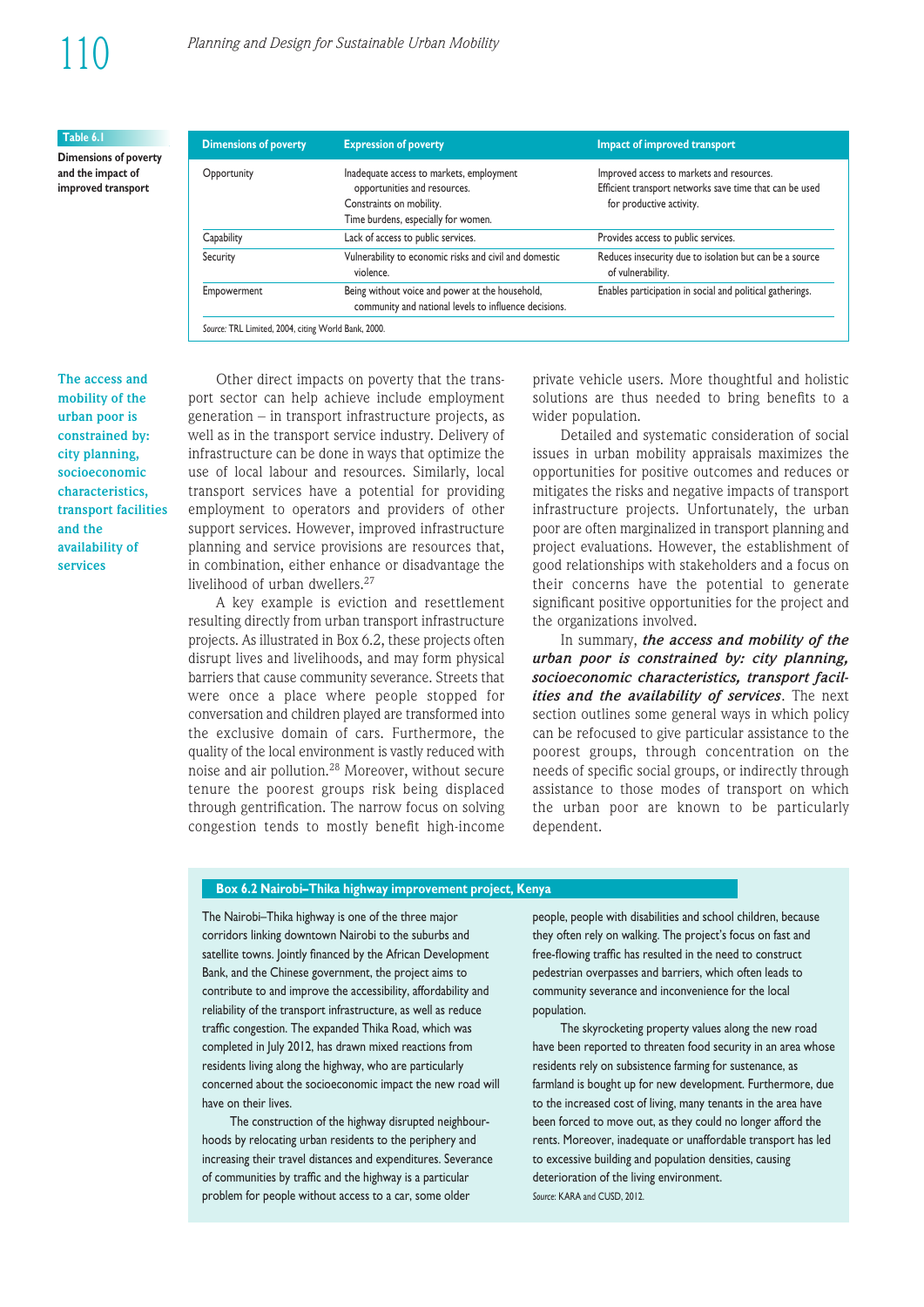**Table 6.1**

**Dimensions of poverty and the impact of improved transport**

| Dimensions of poverty | Expression of poverty | Impact of improved transport |
|---|---|---|
| Opportunity | Inadequate access to markets, employment opportunities and resources. Constraints on mobility. Time burdens, especially for women. | Improved access to markets and resources. Efficient transport networks save time that can be used for productive activity. |
| Capability | Lack of access to public services. | Provides access to public services. |
| Security | Vulnerability to economic risks and civil and domestic violence. | Reduces insecurity due to isolation but can be a source of vulnerability. |
| Empowerment | Being without voice and power at the household, community and national levels to influence decisions. | Enables participation in social and political gatherings. |

*Source*: TRL Limited, 2004, citing World Bank, 2000.

**The access and mobility of the urban poor is constrained by: city planning, socioeconomic characteristics, transport facilities and the availability of services**

Other direct impacts on poverty that the transport sector can help achieve include employment generation – in transport infrastructure projects, as well as in the transport service industry. Delivery of infrastructure can be done in ways that optimize the use of local labour and resources. Similarly, local transport services have a potential for providing employment to operators and providers of other support services. However, improved infrastructure planning and service provisions are resources that, in combination, either enhance or disadvantage the livelihood of urban dwellers.[27]

A key example is eviction and resettlement resulting directly from urban transport infrastructure projects. As illustrated in Box 6.2, these projects often disrupt lives and livelihoods, and may form physical barriers that cause community severance. Streets that were once a place where people stopped for conversation and children played are transformed into the exclusive domain of cars. Furthermore, the quality of the local environment is vastly reduced with noise and air pollution.[28] Moreover, without secure tenure the poorest groups risk being displaced through gentrification. The narrow focus on solving congestion tends to mostly benefit high-income private vehicle users. More thoughtful and holistic solutions are thus needed to bring benefits to a wider population.

Detailed and systematic consideration of social issues in urban mobility appraisals maximizes the opportunities for positive outcomes and reduces or mitigates the risks and negative impacts of transport infrastructure projects. Unfortunately, the urban poor are often marginalized in transport planning and project evaluations. However, the establishment of good relationships with stakeholders and a focus on their concerns have the potential to generate significant positive opportunities for the project and the organizations involved.

In summary, ***the access and mobility of the urban poor is constrained by: city planning, socioeconomic characteristics, transport facilities and the availability of services***. The next section outlines some general ways in which policy can be refocused to give particular assistance to the poorest groups, through concentration on the needs of specific social groups, or indirectly through assistance to those modes of transport on which the urban poor are known to be particularly dependent.

**Box 6.2 Nairobi–Thika highway improvement project, Kenya**

The Nairobi–Thika highway is one of the three major corridors linking downtown Nairobi to the suburbs and satellite towns. Jointly financed by the African Development Bank, and the Chinese government, the project aims to contribute to and improve the accessibility, affordability and reliability of the transport infrastructure, as well as reduce traffic congestion. The expanded Thika Road, which was completed in July 2012, has drawn mixed reactions from residents living along the highway, who are particularly concerned about the socioeconomic impact the new road will have on their lives.

The construction of the highway disrupted neighbourhoods by relocating urban residents to the periphery and increasing their travel distances and expenditures. Severance of communities by traffic and the highway is a particular problem for people without access to a car, some older people, people with disabilities and school children, because they often rely on walking. The project's focus on fast and free-flowing traffic has resulted in the need to construct pedestrian overpasses and barriers, which often leads to community severance and inconvenience for the local population.

The skyrocketing property values along the new road have been reported to threaten food security in an area whose residents rely on subsistence farming for sustenance, as farmland is bought up for new development. Furthermore, due to the increased cost of living, many tenants in the area have been forced to move out, as they could no longer afford the rents. Moreover, inadequate or unaffordable transport has led to excessive building and population densities, causing deterioration of the living environment.

*Source*: KARA and CUSD, 2012.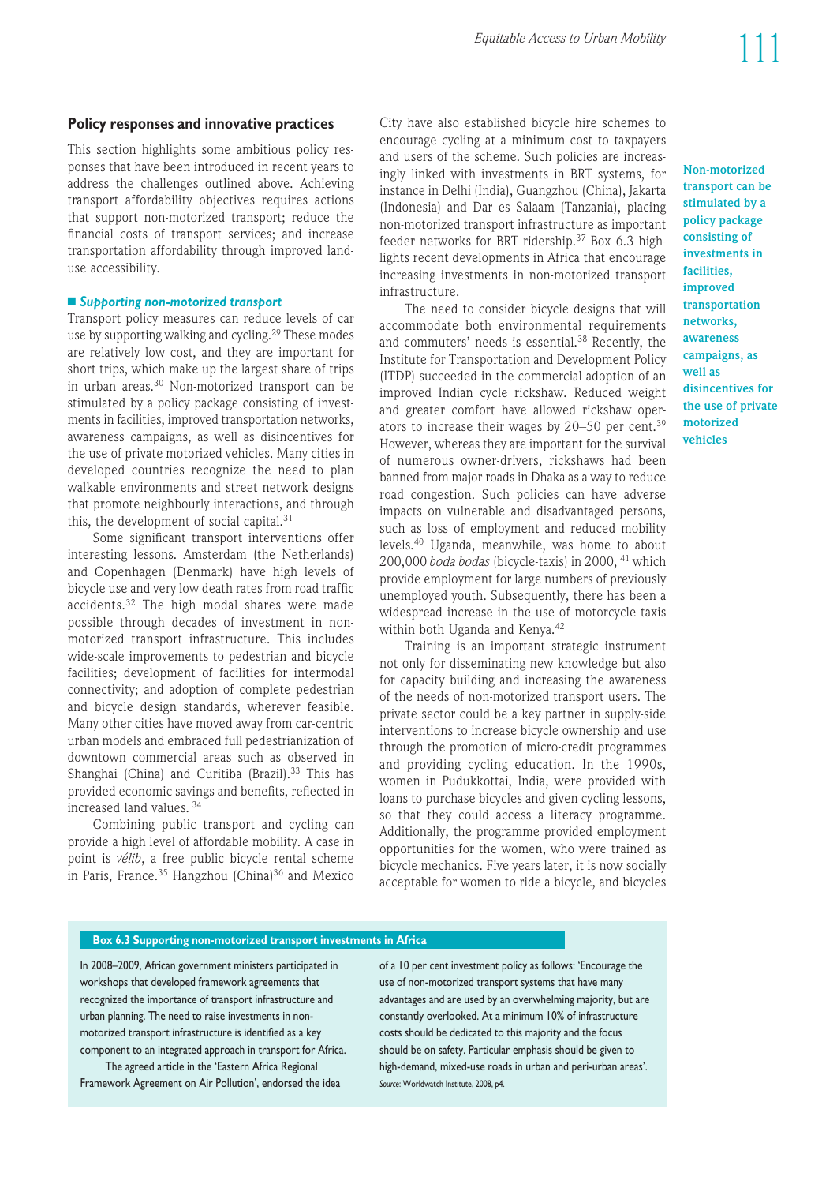## Policy responses and innovative practices

This section highlights some ambitious policy responses that have been introduced in recent years to address the challenges outlined above. Achieving transport affordability objectives requires actions that support non-motorized transport; reduce the financial costs of transport services; and increase transportation affordability through improved land-use accessibility.

### *Supporting non-motorized transport*

Transport policy measures can reduce levels of car use by supporting walking and cycling.[29] These modes are relatively low cost, and they are important for short trips, which make up the largest share of trips in urban areas.[30] Non-motorized transport can be stimulated by a policy package consisting of investments in facilities, improved transportation networks, awareness campaigns, as well as disincentives for the use of private motorized vehicles. Many cities in developed countries recognize the need to plan walkable environments and street network designs that promote neighbourly interactions, and through this, the development of social capital.[31]

Some significant transport interventions offer interesting lessons. Amsterdam (the Netherlands) and Copenhagen (Denmark) have high levels of bicycle use and very low death rates from road traffic accidents.[32] The high modal shares were made possible through decades of investment in non-motorized transport infrastructure. This includes wide-scale improvements to pedestrian and bicycle facilities; development of facilities for intermodal connectivity; and adoption of complete pedestrian and bicycle design standards, wherever feasible. Many other cities have moved away from car-centric urban models and embraced full pedestrianization of downtown commercial areas such as observed in Shanghai (China) and Curitiba (Brazil).[33] This has provided economic savings and benefits, reflected in increased land values.[34]

Combining public transport and cycling can provide a high level of affordable mobility. A case in point is *vélib*, a free public bicycle rental scheme in Paris, France.[35] Hangzhou (China)[36] and Mexico City have also established bicycle hire schemes to encourage cycling at a minimum cost to taxpayers and users of the scheme. Such policies are increasingly linked with investments in BRT systems, for instance in Delhi (India), Guangzhou (China), Jakarta (Indonesia) and Dar es Salaam (Tanzania), placing non-motorized transport infrastructure as important feeder networks for BRT ridership.[37] Box 6.3 highlights recent developments in Africa that encourage increasing investments in non-motorized transport infrastructure.

**Non-motorized transport can be stimulated by a policy package consisting of investments in facilities, improved transportation networks, awareness campaigns, as well as disincentives for the use of private motorized vehicles**

The need to consider bicycle designs that will accommodate both environmental requirements and commuters' needs is essential.[38] Recently, the Institute for Transportation and Development Policy (ITDP) succeeded in the commercial adoption of an improved Indian cycle rickshaw. Reduced weight and greater comfort have allowed rickshaw operators to increase their wages by 20–50 per cent.[39] However, whereas they are important for the survival of numerous owner-drivers, rickshaws had been banned from major roads in Dhaka as a way to reduce road congestion. Such policies can have adverse impacts on vulnerable and disadvantaged persons, such as loss of employment and reduced mobility levels.[40] Uganda, meanwhile, was home to about 200,000 *boda bodas* (bicycle-taxis) in 2000,[41] which provide employment for large numbers of previously unemployed youth. Subsequently, there has been a widespread increase in the use of motorcycle taxis within both Uganda and Kenya.[42]

Training is an important strategic instrument not only for disseminating new knowledge but also for capacity building and increasing the awareness of the needs of non-motorized transport users. The private sector could be a key partner in supply-side interventions to increase bicycle ownership and use through the promotion of micro-credit programmes and providing cycling education. In the 1990s, women in Pudukkottai, India, were provided with loans to purchase bicycles and given cycling lessons, so that they could access a literacy programme. Additionally, the programme provided employment opportunities for the women, who were trained as bicycle mechanics. Five years later, it is now socially acceptable for women to ride a bicycle, and bicycles

**Box 6.3 Supporting non-motorized transport investments in Africa**

In 2008–2009, African government ministers participated in workshops that developed framework agreements that recognized the importance of transport infrastructure and urban planning. The need to raise investments in non-motorized transport infrastructure is identified as a key component to an integrated approach in transport for Africa.

The agreed article in the 'Eastern Africa Regional Framework Agreement on Air Pollution', endorsed the idea of a 10 per cent investment policy as follows: 'Encourage the use of non-motorized transport systems that have many advantages and are used by an overwhelming majority, but are constantly overlooked. At a minimum 10% of infrastructure costs should be dedicated to this majority and the focus should be on safety. Particular emphasis should be given to high-demand, mixed-use roads in urban and peri-urban areas'.

*Source:* Worldwatch Institute, 2008, p4.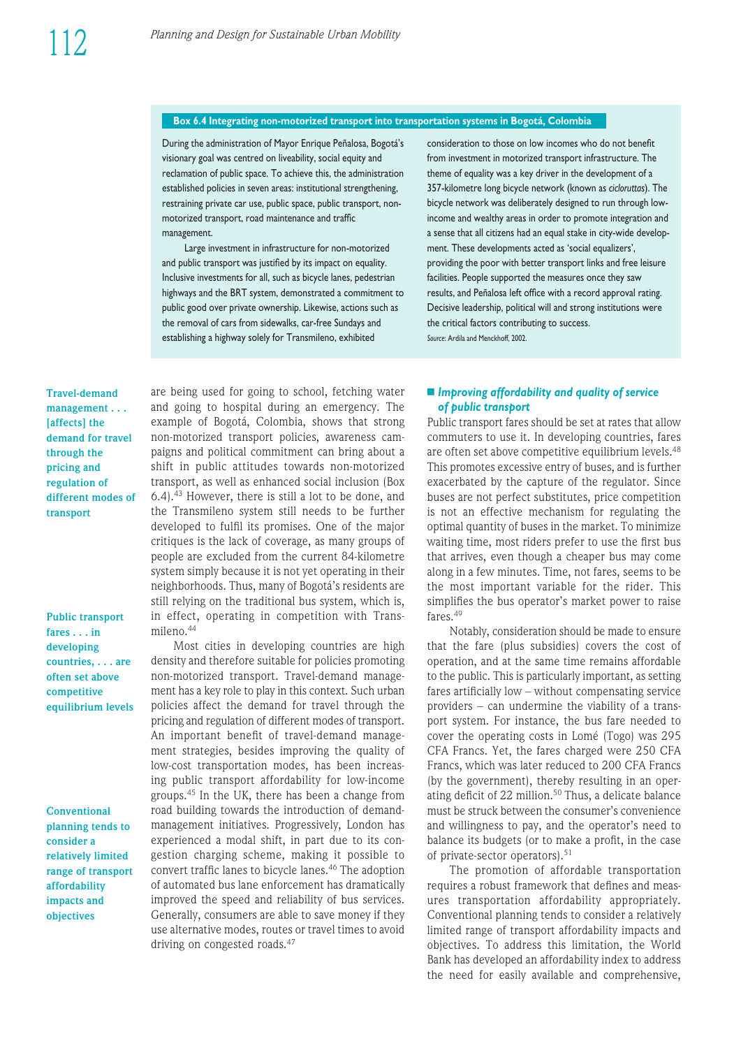**Box 6.4 Integrating non-motorized transport into transportation systems in Bogotá, Colombia**

During the administration of Mayor Enrique Peñalosa, Bogotá's visionary goal was centred on liveability, social equity and reclamation of public space. To achieve this, the administration established policies in seven areas: institutional strengthening, restraining private car use, public space, public transport, non-motorized transport, road maintenance and traffic management.

Large investment in infrastructure for non-motorized and public transport was justified by its impact on equality. Inclusive investments for all, such as bicycle lanes, pedestrian highways and the BRT system, demonstrated a commitment to public good over private ownership. Likewise, actions such as the removal of cars from sidewalks, car-free Sundays and establishing a highway solely for Transmileno, exhibited consideration to those on low incomes who do not benefit from investment in motorized transport infrastructure. The theme of equality was a key driver in the development of a 357-kilometre long bicycle network (known as *cicloruttas*). The bicycle network was deliberately designed to run through low-income and wealthy areas in order to promote integration and a sense that all citizens had an equal stake in city-wide development. These developments acted as 'social equalizers', providing the poor with better transport links and free leisure facilities. People supported the measures once they saw results, and Peñalosa left office with a record approval rating. Decisive leadership, political will and strong institutions were the critical factors contributing to success.

*Source:* Ardila and Menckhoff, 2002.

are being used for going to school, fetching water and going to hospital during an emergency. The example of Bogotá, Colombia, shows that strong non-motorized transport policies, awareness campaigns and political commitment can bring about a shift in public attitudes towards non-motorized transport, as well as enhanced social inclusion (Box 6.4).[43] However, there is still a lot to be done, and the Transmileno system still needs to be further developed to fulfil its promises. One of the major critiques is the lack of coverage, as many groups of people are excluded from the current 84-kilometre system simply because it is not yet operating in their neighborhoods. Thus, many of Bogotá's residents are still relying on the traditional bus system, which is, in effect, operating in competition with Transmileno.[44]

**Travel-demand management . . . [affects] the demand for travel through the pricing and regulation of different modes of transport**

Most cities in developing countries are high density and therefore suitable for policies promoting non-motorized transport. Travel-demand management has a key role to play in this context. Such urban policies affect the demand for travel through the pricing and regulation of different modes of transport. An important benefit of travel-demand management strategies, besides improving the quality of low-cost transportation modes, has been increasing public transport affordability for low-income groups.[45] In the UK, there has been a change from road building towards the introduction of demand-management initiatives. Progressively, London has experienced a modal shift, in part due to its congestion charging scheme, making it possible to convert traffic lanes to bicycle lanes.[46] The adoption of automated bus lane enforcement has dramatically improved the speed and reliability of bus services. Generally, consumers are able to save money if they use alternative modes, routes or travel times to avoid driving on congested roads.[47]

**Public transport fares . . . in developing countries, . . . are often set above competitive equilibrium levels**

### ■ *Improving affordability and quality of service of public transport*

Public transport fares should be set at rates that allow commuters to use it. In developing countries, fares are often set above competitive equilibrium levels.[48] This promotes excessive entry of buses, and is further exacerbated by the capture of the regulator. Since buses are not perfect substitutes, price competition is not an effective mechanism for regulating the optimal quantity of buses in the market. To minimize waiting time, most riders prefer to use the first bus that arrives, even though a cheaper bus may come along in a few minutes. Time, not fares, seems to be the most important variable for the rider. This simplifies the bus operator's market power to raise fares.[49]

Notably, consideration should be made to ensure that the fare (plus subsidies) covers the cost of operation, and at the same time remains affordable to the public. This is particularly important, as setting fares artificially low – without compensating service providers – can undermine the viability of a transport system. For instance, the bus fare needed to cover the operating costs in Lomé (Togo) was 295 CFA Francs. Yet, the fares charged were 250 CFA Francs, which was later reduced to 200 CFA Francs (by the government), thereby resulting in an operating deficit of 22 million.[50] Thus, a delicate balance must be struck between the consumer's convenience and willingness to pay, and the operator's need to balance its budgets (or to make a profit, in the case of private-sector operators).[51]

**Conventional planning tends to consider a relatively limited range of transport affordability impacts and objectives**

The promotion of affordable transportation requires a robust framework that defines and measures transportation affordability appropriately. Conventional planning tends to consider a relatively limited range of transport affordability impacts and objectives. To address this limitation, the World Bank has developed an affordability index to address the need for easily available and comprehensive,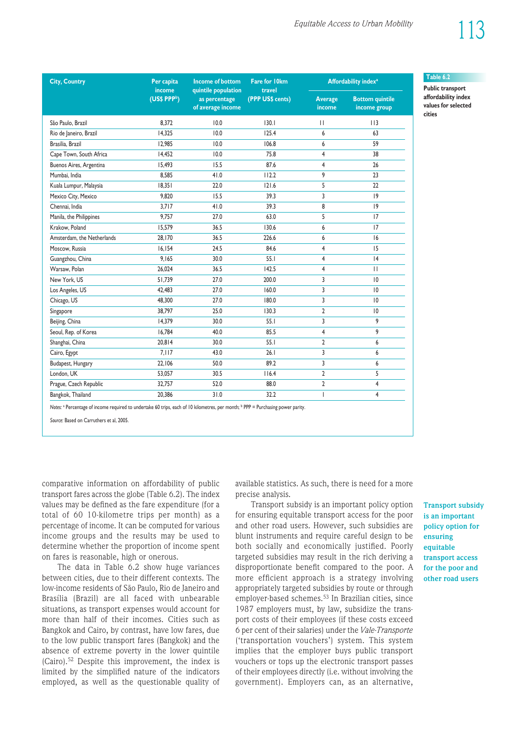**Table 6.2**

**Public transport affordability index values for selected cities**

| City, Country | Per capita income (US$ PPP[b]) | Income of bottom quintile population as percentage of average income | Fare for 10km travel (PPP US$ cents) | Affordability index[a] | |
|---|---|---|---|---|---|
| | | | | Average income | Bottom quintile income group |
| São Paulo, Brazil | 8,372 | 10.0 | 130.1 | 11 | 113 |
| Rio de Janeiro, Brazil | 14,325 | 10.0 | 125.4 | 6 | 63 |
| Brasília, Brazil | 12,985 | 10.0 | 106.8 | 6 | 59 |
| Cape Town, South Africa | 14,452 | 10.0 | 75.8 | 4 | 38 |
| Buenos Aires, Argentina | 15,493 | 15.5 | 87.6 | 4 | 26 |
| Mumbai, India | 8,585 | 41.0 | 112.2 | 9 | 23 |
| Kuala Lumpur, Malaysia | 18,351 | 22.0 | 121.6 | 5 | 22 |
| Mexico City, Mexico | 9,820 | 15.5 | 39.3 | 3 | 19 |
| Chennai, India | 3,717 | 41.0 | 39.3 | 8 | 19 |
| Manila, the Philippines | 9,757 | 27.0 | 63.0 | 5 | 17 |
| Krakow, Poland | 15,579 | 36.5 | 130.6 | 6 | 17 |
| Amsterdam, the Netherlands | 28,170 | 36.5 | 226.6 | 6 | 16 |
| Moscow, Russia | 16,154 | 24.5 | 84.6 | 4 | 15 |
| Guangzhou, China | 9,165 | 30.0 | 55.1 | 4 | 14 |
| Warsaw, Polan | 26,024 | 36.5 | 142.5 | 4 | 11 |
| New York, US | 51,739 | 27.0 | 200.0 | 3 | 10 |
| Los Angeles, US | 42,483 | 27.0 | 160.0 | 3 | 10 |
| Chicago, US | 48,300 | 27.0 | 180.0 | 3 | 10 |
| Singapore | 38,797 | 25.0 | 130.3 | 2 | 10 |
| Beijing, China | 14,379 | 30.0 | 55.1 | 3 | 9 |
| Seoul, Rep. of Korea | 16,784 | 40.0 | 85.5 | 4 | 9 |
| Shanghai, China | 20,814 | 30.0 | 55.1 | 2 | 6 |
| Cairo, Egypt | 7,117 | 43.0 | 26.1 | 3 | 6 |
| Budapest, Hungary | 22,106 | 50.0 | 89.2 | 3 | 6 |
| London, UK | 53,057 | 30.5 | 116.4 | 2 | 5 |
| Prague, Czech Republic | 32,757 | 52.0 | 88.0 | 2 | 4 |
| Bangkok, Thailand | 20,386 | 31.0 | 32.2 | 1 | 4 |

*Notes:* [a] Percentage of income required to undertake 60 trips, each of 10 kilometres, per month; [b] PPP = Purchasing power parity.

*Source:* Based on Carruthers et al, 2005.

comparative information on affordability of public transport fares across the globe (Table 6.2). The index values may be defined as the fare expenditure (for a total of 60 10-kilometre trips per month) as a percentage of income. It can be computed for various income groups and the results may be used to determine whether the proportion of income spent on fares is reasonable, high or onerous.

The data in Table 6.2 show huge variances between cities, due to their different contexts. The low-income residents of São Paulo, Rio de Janeiro and Brasília (Brazil) are all faced with unbearable situations, as transport expenses would account for more than half of their incomes. Cities such as Bangkok and Cairo, by contrast, have low fares, due to the low public transport fares (Bangkok) and the absence of extreme poverty in the lower quintile (Cairo).[52] Despite this improvement, the index is limited by the simplified nature of the indicators employed, as well as the questionable quality of available statistics. As such, there is need for a more precise analysis.

**Transport subsidy is an important policy option for ensuring equitable transport access for the poor and other road users**

Transport subsidy is an important policy option for ensuring equitable transport access for the poor and other road users. However, such subsidies are blunt instruments and require careful design to be both socially and economically justified. Poorly targeted subsidies may result in the rich deriving a disproportionate benefit compared to the poor. A more efficient approach is a strategy involving appropriately targeted subsidies by route or through employer-based schemes.[53] In Brazilian cities, since 1987 employers must, by law, subsidize the transport costs of their employees (if these costs exceed 6 per cent of their salaries) under the *Vale-Transporte* ('transportation vouchers') system. This system implies that the employer buys public transport vouchers or tops up the electronic transport passes of their employees directly (i.e. without involving the government). Employers can, as an alternative,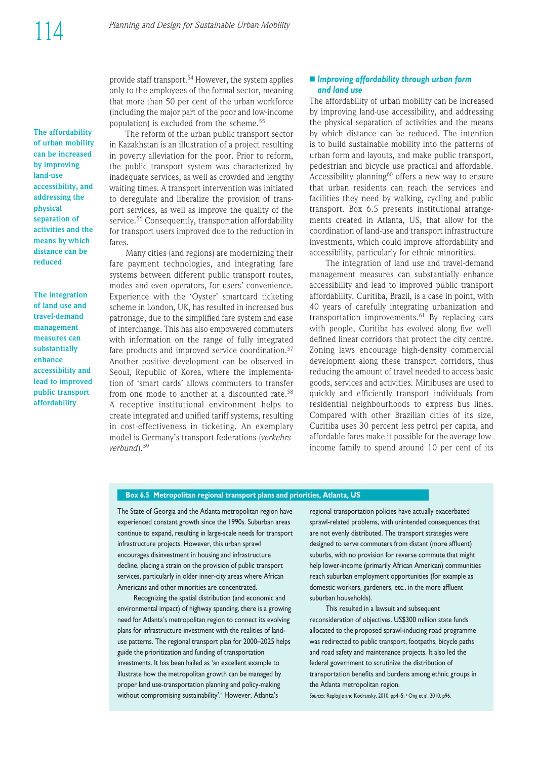provide staff transport.[54] However, the system applies only to the employees of the formal sector, meaning that more than 50 per cent of the urban workforce (including the major part of the poor and low-income population) is excluded from the scheme.[55]

**The affordability of urban mobility can be increased by improving land-use accessibility, and addressing the physical separation of activities and the means by which distance can be reduced**

The reform of the urban public transport sector in Kazakhstan is an illustration of a project resulting in poverty alleviation for the poor. Prior to reform, the public transport system was characterized by inadequate services, as well as crowded and lengthy waiting times. A transport intervention was initiated to deregulate and liberalize the provision of transport services, as well as improve the quality of the service.[56] Consequently, transportation affordability for transport users improved due to the reduction in fares.

**The integration of land use and travel-demand management measures can substantially enhance accessibility and lead to improved public transport affordability**

Many cities (and regions) are modernizing their fare payment technologies, and integrating fare systems between different public transport routes, modes and even operators, for users' convenience. Experience with the 'Oyster' smartcard ticketing scheme in London, UK, has resulted in increased bus patronage, due to the simplified fare system and ease of interchange. This has also empowered commuters with information on the range of fully integrated fare products and improved service coordination.[57] Another positive development can be observed in Seoul, Republic of Korea, where the implementation of 'smart cards' allows commuters to transfer from one mode to another at a discounted rate.[58] A receptive institutional environment helps to create integrated and unified tariff systems, resulting in cost-effectiveness in ticketing. An exemplary model is Germany's transport federations (*verkehrsverbund*).[59]

### *Improving affordability through urban form and land use*

The affordability of urban mobility can be increased by improving land-use accessibility, and addressing the physical separation of activities and the means by which distance can be reduced. The intention is to build sustainable mobility into the patterns of urban form and layouts, and make public transport, pedestrian and bicycle use practical and affordable. Accessibility planning[60] offers a new way to ensure that urban residents can reach the services and facilities they need by walking, cycling and public transport. Box 6.5 presents institutional arrangements created in Atlanta, US, that allow for the coordination of land-use and transport infrastructure investments, which could improve affordability and accessibility, particularly for ethnic minorities.

The integration of land use and travel-demand management measures can substantially enhance accessibility and lead to improved public transport affordability. Curitiba, Brazil, is a case in point, with 40 years of carefully integrating urbanization and transportation improvements.[61] By replacing cars with people, Curitiba has evolved along five well-defined linear corridors that protect the city centre. Zoning laws encourage high-density commercial development along these transport corridors, thus reducing the amount of travel needed to access basic goods, services and activities. Minibuses are used to quickly and efficiently transport individuals from residential neighbourhoods to express bus lines. Compared with other Brazilian cities of its size, Curitiba uses 30 percent less petrol per capita, and affordable fares make it possible for the average low-income family to spend around 10 per cent of its

**Box 6.5 Metropolitan regional transport plans and priorities, Atlanta, US**

The State of Georgia and the Atlanta metropolitan region have experienced constant growth since the 1990s. Suburban areas continue to expand, resulting in large-scale needs for transport infrastructure projects. However, this urban sprawl encourages disinvestment in housing and infrastructure decline, placing a strain on the provision of public transport services, particularly in older inner-city areas where African Americans and other minorities are concentrated.

Recognizing the spatial distribution (and economic and environmental impact) of highway spending, there is a growing need for Atlanta's metropolitan region to connect its evolving plans for infrastructure investment with the realities of land-use patterns. The regional transport plan for 2000–2025 helps guide the prioritization and funding of transportation investments. It has been hailed as 'an excellent example to illustrate how the metropolitan growth can be managed by proper land use-transportation planning and policy-making without compromising sustainability'.[a] However, Atlanta's regional transportation policies have actually exacerbated sprawl-related problems, with unintended consequences that are not evenly distributed. The transport strategies were designed to serve commuters from distant (more affluent) suburbs, with no provision for reverse commute that might help lower-income (primarily African American) communities reach suburban employment opportunities (for example as domestic workers, gardeners, etc., in the more affluent suburban households).

This resulted in a lawsuit and subsequent reconsideration of objectives. US$300 million state funds allocated to the proposed sprawl-inducing road programme was redirected to public transport, footpaths, bicycle paths and road safety and maintenance projects. It also led the federal government to scrutinize the distribution of transportation benefits and burdens among ethnic groups in the Atlanta metropolitan region.

*Sources:* Replogle and Kodransky, 2010, pp4–5; [a] Ong et al, 2010, p96.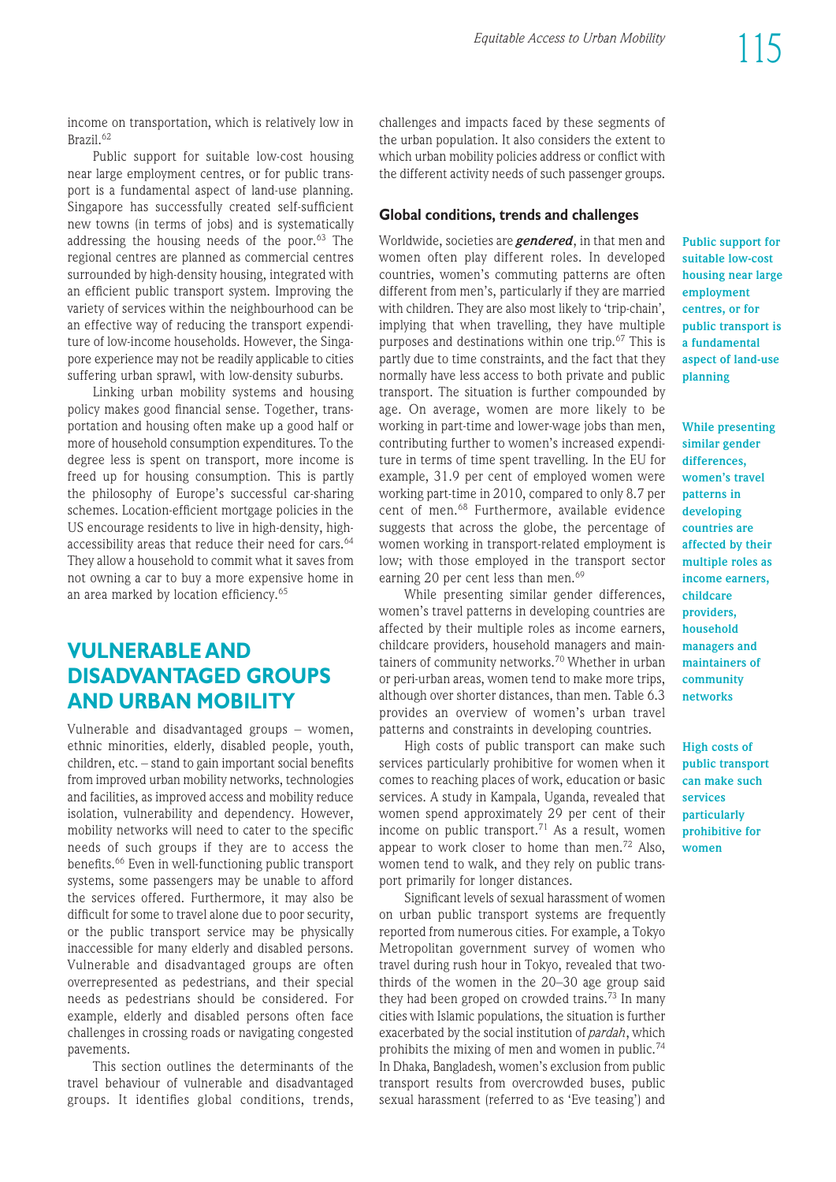income on transportation, which is relatively low in Brazil.[62]

Public support for suitable low-cost housing near large employment centres, or for public transport is a fundamental aspect of land-use planning. Singapore has successfully created self-sufficient new towns (in terms of jobs) and is systematically addressing the housing needs of the poor.[63] The regional centres are planned as commercial centres surrounded by high-density housing, integrated with an efficient public transport system. Improving the variety of services within the neighbourhood can be an effective way of reducing the transport expenditure of low-income households. However, the Singapore experience may not be readily applicable to cities suffering urban sprawl, with low-density suburbs.

Linking urban mobility systems and housing policy makes good financial sense. Together, transportation and housing often make up a good half or more of household consumption expenditures. To the degree less is spent on transport, more income is freed up for housing consumption. This is partly the philosophy of Europe's successful car-sharing schemes. Location-efficient mortgage policies in the US encourage residents to live in high-density, high-accessibility areas that reduce their need for cars.[64] They allow a household to commit what it saves from not owning a car to buy a more expensive home in an area marked by location efficiency.[65]

## VULNERABLE AND DISADVANTAGED GROUPS AND URBAN MOBILITY

Vulnerable and disadvantaged groups – women, ethnic minorities, elderly, disabled people, youth, children, etc. – stand to gain important social benefits from improved urban mobility networks, technologies and facilities, as improved access and mobility reduce isolation, vulnerability and dependency. However, mobility networks will need to cater to the specific needs of such groups if they are to access the benefits.[66] Even in well-functioning public transport systems, some passengers may be unable to afford the services offered. Furthermore, it may also be difficult for some to travel alone due to poor security, or the public transport service may be physically inaccessible for many elderly and disabled persons. Vulnerable and disadvantaged groups are often overrepresented as pedestrians, and their special needs as pedestrians should be considered. For example, elderly and disabled persons often face challenges in crossing roads or navigating congested pavements.

This section outlines the determinants of the travel behaviour of vulnerable and disadvantaged groups. It identifies global conditions, trends, challenges and impacts faced by these segments of the urban population. It also considers the extent to which urban mobility policies address or conflict with the different activity needs of such passenger groups.

### Global conditions, trends and challenges

Worldwide, societies are ***gendered***, in that men and women often play different roles. In developed countries, women's commuting patterns are often different from men's, particularly if they are married with children. They are also most likely to 'trip-chain', implying that when travelling, they have multiple purposes and destinations within one trip.[67] This is partly due to time constraints, and the fact that they normally have less access to both private and public transport. The situation is further compounded by age. On average, women are more likely to be working in part-time and lower-wage jobs than men, contributing further to women's increased expenditure in terms of time spent travelling. In the EU for example, 31.9 per cent of employed women were working part-time in 2010, compared to only 8.7 per cent of men.[68] Furthermore, available evidence suggests that across the globe, the percentage of women working in transport-related employment is low; with those employed in the transport sector earning 20 per cent less than men.[69]

While presenting similar gender differences, women's travel patterns in developing countries are affected by their multiple roles as income earners, childcare providers, household managers and maintainers of community networks.[70] Whether in urban or peri-urban areas, women tend to make more trips, although over shorter distances, than men. Table 6.3 provides an overview of women's urban travel patterns and constraints in developing countries.

High costs of public transport can make such services particularly prohibitive for women when it comes to reaching places of work, education or basic services. A study in Kampala, Uganda, revealed that women spend approximately 29 per cent of their income on public transport.[71] As a result, women appear to work closer to home than men.[72] Also, women tend to walk, and they rely on public transport primarily for longer distances.

Significant levels of sexual harassment of women on urban public transport systems are frequently reported from numerous cities. For example, a Tokyo Metropolitan government survey of women who travel during rush hour in Tokyo, revealed that two-thirds of the women in the 20–30 age group said they had been groped on crowded trains.[73] In many cities with Islamic populations, the situation is further exacerbated by the social institution of *pardah*, which prohibits the mixing of men and women in public.[74] In Dhaka, Bangladesh, women's exclusion from public transport results from overcrowded buses, public sexual harassment (referred to as 'Eve teasing') and

**Public support for suitable low-cost housing near large employment centres, or for public transport is a fundamental aspect of land-use planning**

**While presenting similar gender differences, women's travel patterns in developing countries are affected by their multiple roles as income earners, childcare providers, household managers and maintainers of community networks**

**High costs of public transport can make such services particularly prohibitive for women**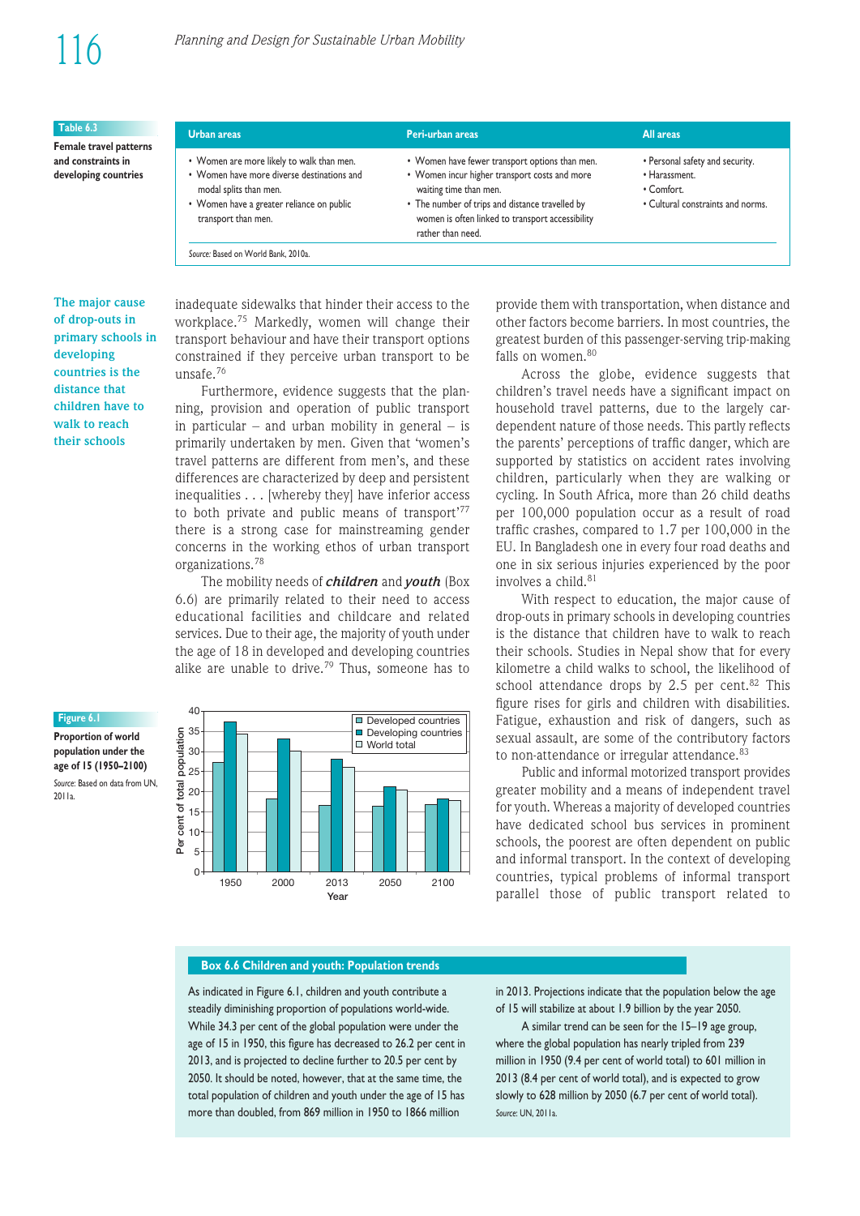**Table 6.3**

**Female travel patterns and constraints in developing countries**

| Urban areas | Peri-urban areas | All areas |
|---|---|---|
| • Women are more likely to walk than men.<br>• Women have more diverse destinations and modal splits than men.<br>• Women have a greater reliance on public transport than men. | • Women have fewer transport options than men.<br>• Women incur higher transport costs and more waiting time than men.<br>• The number of trips and distance travelled by women is often linked to transport accessibility rather than need. | • Personal safety and security.<br>• Harassment.<br>• Comfort.<br>• Cultural constraints and norms. |

*Source:* Based on World Bank, 2010a.

inadequate sidewalks that hinder their access to the workplace.[75] Markedly, women will change their transport behaviour and have their transport options constrained if they perceive urban transport to be unsafe.[76]

Furthermore, evidence suggests that the planning, provision and operation of public transport in particular – and urban mobility in general – is primarily undertaken by men. Given that 'women's travel patterns are different from men's, and these differences are characterized by deep and persistent inequalities . . . [whereby they] have inferior access to both private and public means of transport'[77] there is a strong case for mainstreaming gender concerns in the working ethos of urban transport organizations.[78]

The mobility needs of ***children*** and ***youth*** (Box 6.6) are primarily related to their need to access educational facilities and childcare and related services. Due to their age, the majority of youth under the age of 18 in developed and developing countries alike are unable to drive.[79] Thus, someone has to provide them with transportation, when distance and other factors become barriers. In most countries, the greatest burden of this passenger-serving trip-making falls on women.[80]

Across the globe, evidence suggests that children's travel needs have a significant impact on household travel patterns, due to the largely car-dependent nature of those needs. This partly reflects the parents' perceptions of traffic danger, which are supported by statistics on accident rates involving children, particularly when they are walking or cycling. In South Africa, more than 26 child deaths per 100,000 population occur as a result of road traffic crashes, compared to 1.7 per 100,000 in the EU. In Bangladesh one in every four road deaths and one in six serious injuries experienced by the poor involves a child.[81]

**The major cause of drop-outs in primary schools in developing countries is the distance that children have to walk to reach their schools**

With respect to education, the major cause of drop-outs in primary schools in developing countries is the distance that children have to walk to reach their schools. Studies in Nepal show that for every kilometre a child walks to school, the likelihood of school attendance drops by 2.5 per cent.[82] This figure rises for girls and children with disabilities. Fatigue, exhaustion and risk of dangers, such as sexual assault, are some of the contributory factors to non-attendance or irregular attendance.[83]

Public and informal motorized transport provides greater mobility and a means of independent travel for youth. Whereas a majority of developed countries have dedicated school bus services in prominent schools, the poorest are often dependent on public and informal transport. In the context of developing countries, typical problems of informal transport parallel those of public transport related to

**Figure 6.1**

**Proportion of world population under the age of 15 (1950–2100)**

*Source:* Based on data from UN, 2011a.

## Box 6.6 Children and youth: Population trends

As indicated in Figure 6.1, children and youth contribute a steadily diminishing proportion of populations world-wide. While 34.3 per cent of the global population were under the age of 15 in 1950, this figure has decreased to 26.2 per cent in 2013, and is projected to decline further to 20.5 per cent by 2050. It should be noted, however, that at the same time, the total population of children and youth under the age of 15 has more than doubled, from 869 million in 1950 to 1866 million in 2013. Projections indicate that the population below the age of 15 will stabilize at about 1.9 billion by the year 2050.

A similar trend can be seen for the 15–19 age group, where the global population has nearly tripled from 239 million in 1950 (9.4 per cent of world total) to 601 million in 2013 (8.4 per cent of world total), and is expected to grow slowly to 628 million by 2050 (6.7 per cent of world total).

*Source:* UN, 2011a.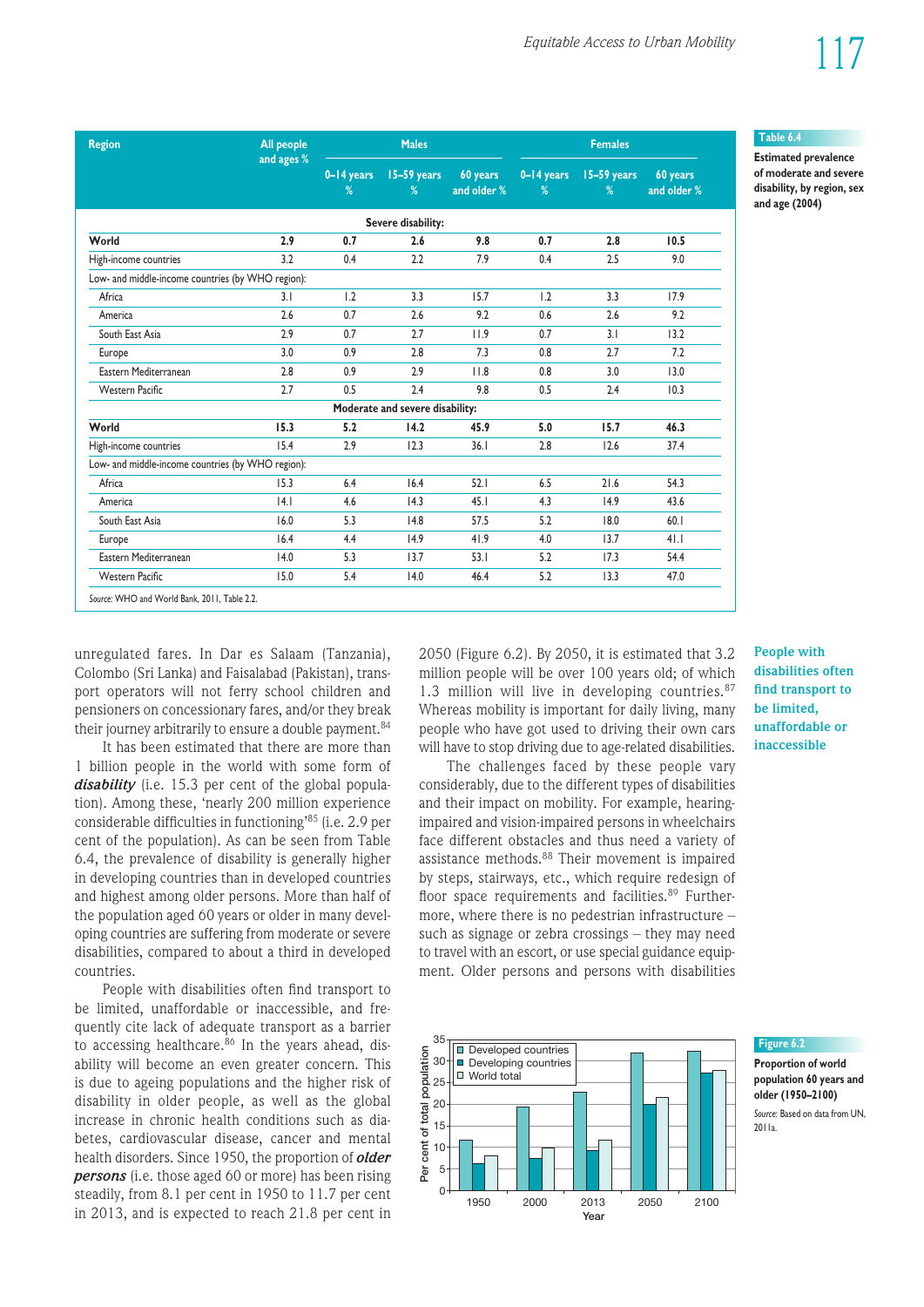**Table 6.4**

**Estimated prevalence of moderate and severe disability, by region, sex and age (2004)**

| Region | All people and ages % | Males | | | Females | | |
|---|---|---|---|---|---|---|---|
| | | 0–14 years % | 15–59 years % | 60 years and older % | 0–14 years % | 15–59 years % | 60 years and older % |
| **Severe disability:** | | | | | | | |
| **World** | **2.9** | **0.7** | **2.6** | **9.8** | **0.7** | **2.8** | **10.5** |
| High-income countries | 3.2 | 0.4 | 2.2 | 7.9 | 0.4 | 2.5 | 9.0 |
| Low- and middle-income countries (by WHO region): | | | | | | | |
| Africa | 3.1 | 1.2 | 3.3 | 15.7 | 1.2 | 3.3 | 17.9 |
| America | 2.6 | 0.7 | 2.6 | 9.2 | 0.6 | 2.6 | 9.2 |
| South East Asia | 2.9 | 0.7 | 2.7 | 11.9 | 0.7 | 3.1 | 13.2 |
| Europe | 3.0 | 0.9 | 2.8 | 7.3 | 0.8 | 2.7 | 7.2 |
| Eastern Mediterranean | 2.8 | 0.9 | 2.9 | 11.8 | 0.8 | 3.0 | 13.0 |
| Western Pacific | 2.7 | 0.5 | 2.4 | 9.8 | 0.5 | 2.4 | 10.3 |
| **Moderate and severe disability:** | | | | | | | |
| **World** | **15.3** | **5.2** | **14.2** | **45.9** | **5.0** | **15.7** | **46.3** |
| High-income countries | 15.4 | 2.9 | 12.3 | 36.1 | 2.8 | 12.6 | 37.4 |
| Low- and middle-income countries (by WHO region): | | | | | | | |
| Africa | 15.3 | 6.4 | 16.4 | 52.1 | 6.5 | 21.6 | 54.3 |
| America | 14.1 | 4.6 | 14.3 | 45.1 | 4.3 | 14.9 | 43.6 |
| South East Asia | 16.0 | 5.3 | 14.8 | 57.5 | 5.2 | 18.0 | 60.1 |
| Europe | 16.4 | 4.4 | 14.9 | 41.9 | 4.0 | 13.7 | 41.1 |
| Eastern Mediterranean | 14.0 | 5.3 | 13.7 | 53.1 | 5.2 | 17.3 | 54.4 |
| Western Pacific | 15.0 | 5.4 | 14.0 | 46.4 | 5.2 | 13.3 | 47.0 |

*Source:* WHO and World Bank, 2011, Table 2.2.

unregulated fares. In Dar es Salaam (Tanzania), Colombo (Sri Lanka) and Faisalabad (Pakistan), transport operators will not ferry school children and pensioners on concessionary fares, and/or they break their journey arbitrarily to ensure a double payment.[84]

It has been estimated that there are more than 1 billion people in the world with some form of ***disability*** (i.e. 15.3 per cent of the global population). Among these, 'nearly 200 million experience considerable difficulties in functioning'[85] (i.e. 2.9 per cent of the population). As can be seen from Table 6.4, the prevalence of disability is generally higher in developing countries than in developed countries and highest among older persons. More than half of the population aged 60 years or older in many developing countries are suffering from moderate or severe disabilities, compared to about a third in developed countries.

People with disabilities often find transport to be limited, unaffordable or inaccessible, and frequently cite lack of adequate transport as a barrier to accessing healthcare.[86] In the years ahead, disability will become an even greater concern. This is due to ageing populations and the higher risk of disability in older people, as well as the global increase in chronic health conditions such as diabetes, cardiovascular disease, cancer and mental health disorders. Since 1950, the proportion of ***older persons*** (i.e. those aged 60 or more) has been rising steadily, from 8.1 per cent in 1950 to 11.7 per cent in 2013, and is expected to reach 21.8 per cent in 2050 (Figure 6.2). By 2050, it is estimated that 3.2 million people will be over 100 years old; of which 1.3 million will live in developing countries.[87] Whereas mobility is important for daily living, many people who have got used to driving their own cars will have to stop driving due to age-related disabilities.

**People with disabilities often find transport to be limited, unaffordable or inaccessible**

The challenges faced by these people vary considerably, due to the different types of disabilities and their impact on mobility. For example, hearing-impaired and vision-impaired persons in wheelchairs face different obstacles and thus need a variety of assistance methods.[88] Their movement is impaired by steps, stairways, etc., which require redesign of floor space requirements and facilities.[89] Furthermore, where there is no pedestrian infrastructure – such as signage or zebra crossings – they may need to travel with an escort, or use special guidance equipment. Older persons and persons with disabilities

**Figure 6.2**

**Proportion of world population 60 years and older (1950–2100)**

*Source:* Based on data from UN, 2011a.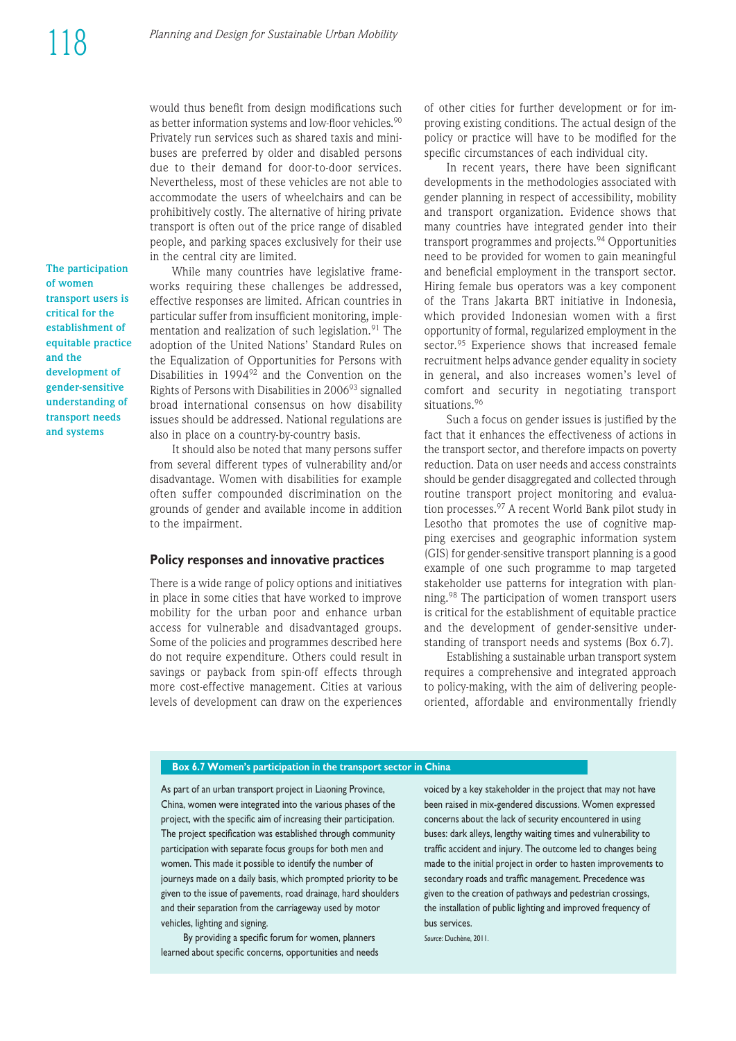would thus benefit from design modifications such as better information systems and low-floor vehicles.[90] Privately run services such as shared taxis and minibuses are preferred by older and disabled persons due to their demand for door-to-door services. Nevertheless, most of these vehicles are not able to accommodate the users of wheelchairs and can be prohibitively costly. The alternative of hiring private transport is often out of the price range of disabled people, and parking spaces exclusively for their use in the central city are limited.

**The participation of women transport users is critical for the establishment of equitable practice and the development of gender-sensitive understanding of transport needs and systems**

While many countries have legislative frameworks requiring these challenges be addressed, effective responses are limited. African countries in particular suffer from insufficient monitoring, implementation and realization of such legislation.[91] The adoption of the United Nations' Standard Rules on the Equalization of Opportunities for Persons with Disabilities in 1994[92] and the Convention on the Rights of Persons with Disabilities in 2006[93] signalled broad international consensus on how disability issues should be addressed. National regulations are also in place on a country-by-country basis.

It should also be noted that many persons suffer from several different types of vulnerability and/or disadvantage. Women with disabilities for example often suffer compounded discrimination on the grounds of gender and available income in addition to the impairment.

## Policy responses and innovative practices

There is a wide range of policy options and initiatives in place in some cities that have worked to improve mobility for the urban poor and enhance urban access for vulnerable and disadvantaged groups. Some of the policies and programmes described here do not require expenditure. Others could result in savings or payback from spin-off effects through more cost-effective management. Cities at various levels of development can draw on the experiences of other cities for further development or for improving existing conditions. The actual design of the policy or practice will have to be modified for the specific circumstances of each individual city.

In recent years, there have been significant developments in the methodologies associated with gender planning in respect of accessibility, mobility and transport organization. Evidence shows that many countries have integrated gender into their transport programmes and projects.[94] Opportunities need to be provided for women to gain meaningful and beneficial employment in the transport sector. Hiring female bus operators was a key component of the Trans Jakarta BRT initiative in Indonesia, which provided Indonesian women with a first opportunity of formal, regularized employment in the sector.[95] Experience shows that increased female recruitment helps advance gender equality in society in general, and also increases women's level of comfort and security in negotiating transport situations.[96]

Such a focus on gender issues is justified by the fact that it enhances the effectiveness of actions in the transport sector, and therefore impacts on poverty reduction. Data on user needs and access constraints should be gender disaggregated and collected through routine transport project monitoring and evaluation processes.[97] A recent World Bank pilot study in Lesotho that promotes the use of cognitive mapping exercises and geographic information system (GIS) for gender-sensitive transport planning is a good example of one such programme to map targeted stakeholder use patterns for integration with planning.[98] The participation of women transport users is critical for the establishment of equitable practice and the development of gender-sensitive understanding of transport needs and systems (Box 6.7).

Establishing a sustainable urban transport system requires a comprehensive and integrated approach to policy-making, with the aim of delivering people-oriented, affordable and environmentally friendly

**Box 6.7 Women's participation in the transport sector in China**

As part of an urban transport project in Liaoning Province, China, women were integrated into the various phases of the project, with the specific aim of increasing their participation. The project specification was established through community participation with separate focus groups for both men and women. This made it possible to identify the number of journeys made on a daily basis, which prompted priority to be given to the issue of pavements, road drainage, hard shoulders and their separation from the carriageway used by motor vehicles, lighting and signing.

By providing a specific forum for women, planners learned about specific concerns, opportunities and needs voiced by a key stakeholder in the project that may not have been raised in mix-gendered discussions. Women expressed concerns about the lack of security encountered in using buses: dark alleys, lengthy waiting times and vulnerability to traffic accident and injury. The outcome led to changes being made to the initial project in order to hasten improvements to secondary roads and traffic management. Precedence was given to the creation of pathways and pedestrian crossings, the installation of public lighting and improved frequency of bus services.

*Source:* Duchène, 2011.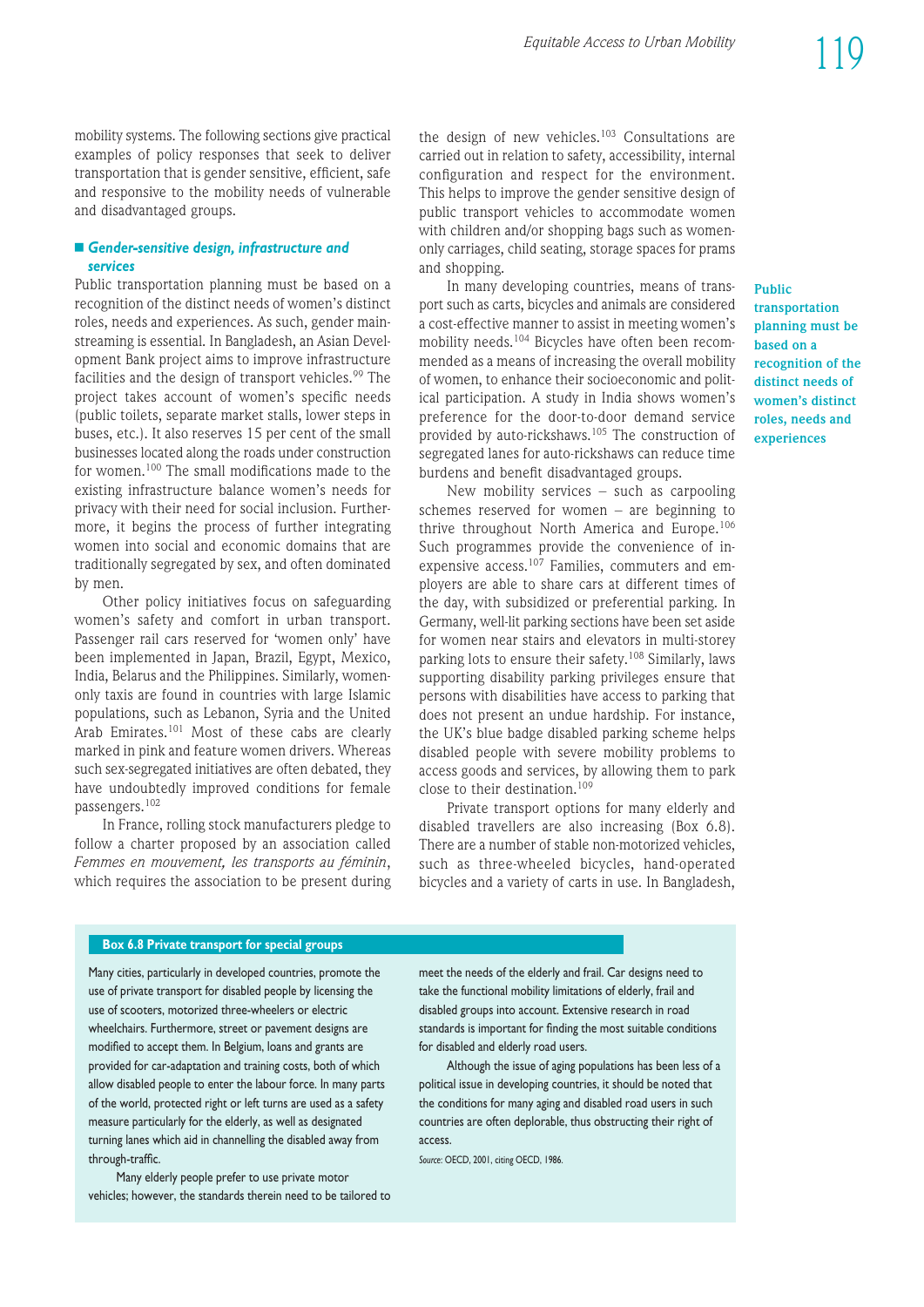mobility systems. The following sections give practical examples of policy responses that seek to deliver transportation that is gender sensitive, efficient, safe and responsive to the mobility needs of vulnerable and disadvantaged groups.

### Gender-sensitive design, infrastructure and services

Public transportation planning must be based on a recognition of the distinct needs of women's distinct roles, needs and experiences. As such, gender mainstreaming is essential. In Bangladesh, an Asian Development Bank project aims to improve infrastructure facilities and the design of transport vehicles.[99] The project takes account of women's specific needs (public toilets, separate market stalls, lower steps in buses, etc.). It also reserves 15 per cent of the small businesses located along the roads under construction for women.[100] The small modifications made to the existing infrastructure balance women's needs for privacy with their need for social inclusion. Furthermore, it begins the process of further integrating women into social and economic domains that are traditionally segregated by sex, and often dominated by men.

Other policy initiatives focus on safeguarding women's safety and comfort in urban transport. Passenger rail cars reserved for 'women only' have been implemented in Japan, Brazil, Egypt, Mexico, India, Belarus and the Philippines. Similarly, women-only taxis are found in countries with large Islamic populations, such as Lebanon, Syria and the United Arab Emirates.[101] Most of these cabs are clearly marked in pink and feature women drivers. Whereas such sex-segregated initiatives are often debated, they have undoubtedly improved conditions for female passengers.[102]

In France, rolling stock manufacturers pledge to follow a charter proposed by an association called *Femmes en mouvement, les transports au féminin*, which requires the association to be present during the design of new vehicles.[103] Consultations are carried out in relation to safety, accessibility, internal configuration and respect for the environment. This helps to improve the gender sensitive design of public transport vehicles to accommodate women with children and/or shopping bags such as women-only carriages, child seating, storage spaces for prams and shopping.

In many developing countries, means of transport such as carts, bicycles and animals are considered a cost-effective manner to assist in meeting women's mobility needs.[104] Bicycles have often been recommended as a means of increasing the overall mobility of women, to enhance their socioeconomic and political participation. A study in India shows women's preference for the door-to-door demand service provided by auto-rickshaws.[105] The construction of segregated lanes for auto-rickshaws can reduce time burdens and benefit disadvantaged groups.

**Public transportation planning must be based on a recognition of the distinct needs of women's distinct roles, needs and experiences**

New mobility services – such as carpooling schemes reserved for women – are beginning to thrive throughout North America and Europe.[106] Such programmes provide the convenience of inexpensive access.[107] Families, commuters and employers are able to share cars at different times of the day, with subsidized or preferential parking. In Germany, well-lit parking sections have been set aside for women near stairs and elevators in multi-storey parking lots to ensure their safety.[108] Similarly, laws supporting disability parking privileges ensure that persons with disabilities have access to parking that does not present an undue hardship. For instance, the UK's blue badge disabled parking scheme helps disabled people with severe mobility problems to access goods and services, by allowing them to park close to their destination.[109]

Private transport options for many elderly and disabled travellers are also increasing (Box 6.8). There are a number of stable non-motorized vehicles, such as three-wheeled bicycles, hand-operated bicycles and a variety of carts in use. In Bangladesh,

#### Box 6.8 Private transport for special groups

Many cities, particularly in developed countries, promote the use of private transport for disabled people by licensing the use of scooters, motorized three-wheelers or electric wheelchairs. Furthermore, street or pavement designs are modified to accept them. In Belgium, loans and grants are provided for car-adaptation and training costs, both of which allow disabled people to enter the labour force. In many parts of the world, protected right or left turns are used as a safety measure particularly for the elderly, as well as designated turning lanes which aid in channelling the disabled away from through-traffic.

Many elderly people prefer to use private motor vehicles; however, the standards therein need to be tailored to meet the needs of the elderly and frail. Car designs need to take the functional mobility limitations of elderly, frail and disabled groups into account. Extensive research in road standards is important for finding the most suitable conditions for disabled and elderly road users.

Although the issue of aging populations has been less of a political issue in developing countries, it should be noted that the conditions for many aging and disabled road users in such countries are often deplorable, thus obstructing their right of access.

*Source:* OECD, 2001, citing OECD, 1986.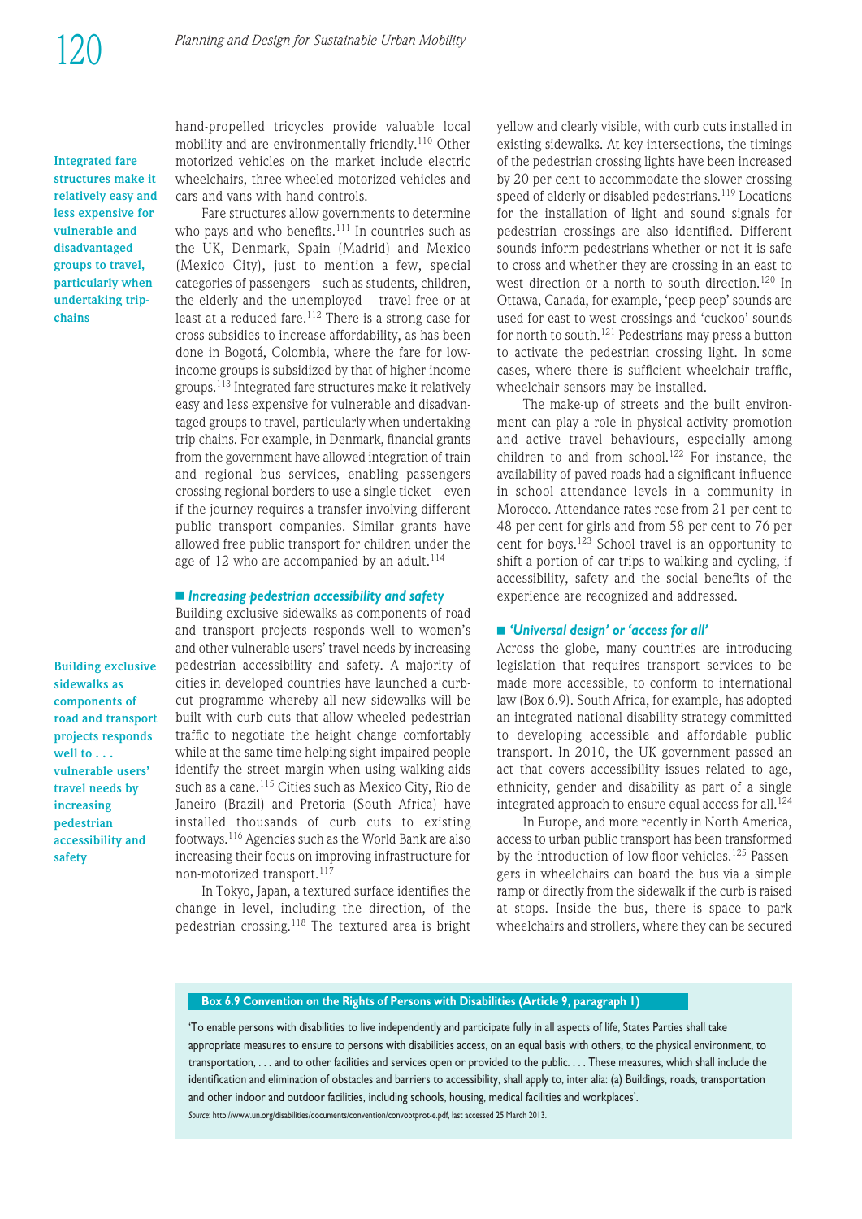hand-propelled tricycles provide valuable local mobility and are environmentally friendly.[110] Other motorized vehicles on the market include electric wheelchairs, three-wheeled motorized vehicles and cars and vans with hand controls.

Fare structures allow governments to determine who pays and who benefits.[111] In countries such as the UK, Denmark, Spain (Madrid) and Mexico (Mexico City), just to mention a few, special categories of passengers – such as students, children, the elderly and the unemployed – travel free or at least at a reduced fare.[112] There is a strong case for cross-subsidies to increase affordability, as has been done in Bogotá, Colombia, where the fare for low-income groups is subsidized by that of higher-income groups.[113] Integrated fare structures make it relatively easy and less expensive for vulnerable and disadvantaged groups to travel, particularly when undertaking trip-chains. For example, in Denmark, financial grants from the government have allowed integration of train and regional bus services, enabling passengers crossing regional borders to use a single ticket – even if the journey requires a transfer involving different public transport companies. Similar grants have allowed free public transport for children under the age of 12 who are accompanied by an adult.[114]

**Integrated fare structures make it relatively easy and less expensive for vulnerable and disadvantaged groups to travel, particularly when undertaking trip-chains**

### *Increasing pedestrian accessibility and safety*

Building exclusive sidewalks as components of road and transport projects responds well to women's and other vulnerable users' travel needs by increasing pedestrian accessibility and safety. A majority of cities in developed countries have launched a curb-cut programme whereby all new sidewalks will be built with curb cuts that allow wheeled pedestrian traffic to negotiate the height change comfortably while at the same time helping sight-impaired people identify the street margin when using walking aids such as a cane.[115] Cities such as Mexico City, Rio de Janeiro (Brazil) and Pretoria (South Africa) have installed thousands of curb cuts to existing footways.[116] Agencies such as the World Bank are also increasing their focus on improving infrastructure for non-motorized transport.[117]

**Building exclusive sidewalks as components of road and transport projects responds well to . . . vulnerable users' travel needs by increasing pedestrian accessibility and safety**

In Tokyo, Japan, a textured surface identifies the change in level, including the direction, of the pedestrian crossing.[118] The textured area is bright yellow and clearly visible, with curb cuts installed in existing sidewalks. At key intersections, the timings of the pedestrian crossing lights have been increased by 20 per cent to accommodate the slower crossing speed of elderly or disabled pedestrians.[119] Locations for the installation of light and sound signals for pedestrian crossings are also identified. Different sounds inform pedestrians whether or not it is safe to cross and whether they are crossing in an east to west direction or a north to south direction.[120] In Ottawa, Canada, for example, 'peep-peep' sounds are used for east to west crossings and 'cuckoo' sounds for north to south.[121] Pedestrians may press a button to activate the pedestrian crossing light. In some cases, where there is sufficient wheelchair traffic, wheelchair sensors may be installed.

The make-up of streets and the built environment can play a role in physical activity promotion and active travel behaviours, especially among children to and from school.[122] For instance, the availability of paved roads had a significant influence in school attendance levels in a community in Morocco. Attendance rates rose from 21 per cent to 48 per cent for girls and from 58 per cent to 76 per cent for boys.[123] School travel is an opportunity to shift a portion of car trips to walking and cycling, if accessibility, safety and the social benefits of the experience are recognized and addressed.

### *'Universal design' or 'access for all'*

Across the globe, many countries are introducing legislation that requires transport services to be made more accessible, to conform to international law (Box 6.9). South Africa, for example, has adopted an integrated national disability strategy committed to developing accessible and affordable public transport. In 2010, the UK government passed an act that covers accessibility issues related to age, ethnicity, gender and disability as part of a single integrated approach to ensure equal access for all.[124]

In Europe, and more recently in North America, access to urban public transport has been transformed by the introduction of low-floor vehicles.[125] Passengers in wheelchairs can board the bus via a simple ramp or directly from the sidewalk if the curb is raised at stops. Inside the bus, there is space to park wheelchairs and strollers, where they can be secured

**Box 6.9 Convention on the Rights of Persons with Disabilities (Article 9, paragraph 1)**

'To enable persons with disabilities to live independently and participate fully in all aspects of life, States Parties shall take appropriate measures to ensure to persons with disabilities access, on an equal basis with others, to the physical environment, to transportation, . . . and to other facilities and services open or provided to the public. . . . These measures, which shall include the identification and elimination of obstacles and barriers to accessibility, shall apply to, inter alia: (a) Buildings, roads, transportation and other indoor and outdoor facilities, including schools, housing, medical facilities and workplaces'.

*Source:* http://www.un.org/disabilities/documents/convention/convoptprot-e.pdf, last accessed 25 March 2013.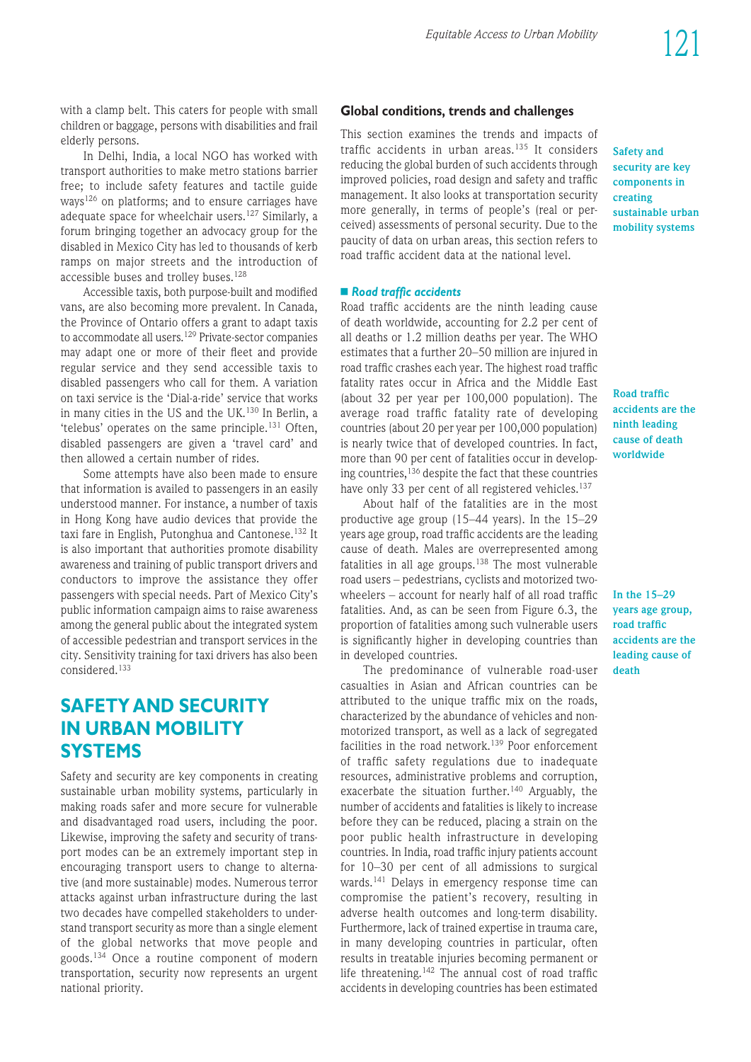with a clamp belt. This caters for people with small children or baggage, persons with disabilities and frail elderly persons.

In Delhi, India, a local NGO has worked with transport authorities to make metro stations barrier free; to include safety features and tactile guide ways[126] on platforms; and to ensure carriages have adequate space for wheelchair users.[127] Similarly, a forum bringing together an advocacy group for the disabled in Mexico City has led to thousands of kerb ramps on major streets and the introduction of accessible buses and trolley buses.[128]

Accessible taxis, both purpose-built and modified vans, are also becoming more prevalent. In Canada, the Province of Ontario offers a grant to adapt taxis to accommodate all users.[129] Private-sector companies may adapt one or more of their fleet and provide regular service and they send accessible taxis to disabled passengers who call for them. A variation on taxi service is the 'Dial-a-ride' service that works in many cities in the US and the UK.[130] In Berlin, a 'telebus' operates on the same principle.[131] Often, disabled passengers are given a 'travel card' and then allowed a certain number of rides.

Some attempts have also been made to ensure that information is availed to passengers in an easily understood manner. For instance, a number of taxis in Hong Kong have audio devices that provide the taxi fare in English, Putonghua and Cantonese.[132] It is also important that authorities promote disability awareness and training of public transport drivers and conductors to improve the assistance they offer passengers with special needs. Part of Mexico City's public information campaign aims to raise awareness among the general public about the integrated system of accessible pedestrian and transport services in the city. Sensitivity training for taxi drivers has also been considered.[133]

## SAFETY AND SECURITY IN URBAN MOBILITY SYSTEMS

Safety and security are key components in creating sustainable urban mobility systems, particularly in making roads safer and more secure for vulnerable and disadvantaged road users, including the poor. Likewise, improving the safety and security of transport modes can be an extremely important step in encouraging transport users to change to alternative (and more sustainable) modes. Numerous terror attacks against urban infrastructure during the last two decades have compelled stakeholders to understand transport security as more than a single element of the global networks that move people and goods.[134] Once a routine component of modern transportation, security now represents an urgent national priority.

### Global conditions, trends and challenges

This section examines the trends and impacts of traffic accidents in urban areas.[135] It considers reducing the global burden of such accidents through improved policies, road design and safety and traffic management. It also looks at transportation security more generally, in terms of people's (real or perceived) assessments of personal security. Due to the paucity of data on urban areas, this section refers to road traffic accident data at the national level.

**Safety and security are key components in creating sustainable urban mobility systems**

#### *Road traffic accidents*

Road traffic accidents are the ninth leading cause of death worldwide, accounting for 2.2 per cent of all deaths or 1.2 million deaths per year. The WHO estimates that a further 20–50 million are injured in road traffic crashes each year. The highest road traffic fatality rates occur in Africa and the Middle East (about 32 per year per 100,000 population). The average road traffic fatality rate of developing countries (about 20 per year per 100,000 population) is nearly twice that of developed countries. In fact, more than 90 per cent of fatalities occur in developing countries,[136] despite the fact that these countries have only 33 per cent of all registered vehicles.[137]

**Road traffic accidents are the ninth leading cause of death worldwide**

About half of the fatalities are in the most productive age group (15–44 years). In the 15–29 years age group, road traffic accidents are the leading cause of death. Males are overrepresented among fatalities in all age groups.[138] The most vulnerable road users – pedestrians, cyclists and motorized two-wheelers – account for nearly half of all road traffic fatalities. And, as can be seen from Figure 6.3, the proportion of fatalities among such vulnerable users is significantly higher in developing countries than in developed countries.

**In the 15–29 years age group, road traffic accidents are the leading cause of death**

The predominance of vulnerable road-user casualties in Asian and African countries can be attributed to the unique traffic mix on the roads, characterized by the abundance of vehicles and non-motorized transport, as well as a lack of segregated facilities in the road network.[139] Poor enforcement of traffic safety regulations due to inadequate resources, administrative problems and corruption, exacerbate the situation further.[140] Arguably, the number of accidents and fatalities is likely to increase before they can be reduced, placing a strain on the poor public health infrastructure in developing countries. In India, road traffic injury patients account for 10–30 per cent of all admissions to surgical wards.[141] Delays in emergency response time can compromise the patient's recovery, resulting in adverse health outcomes and long-term disability. Furthermore, lack of trained expertise in trauma care, in many developing countries in particular, often results in treatable injuries becoming permanent or life threatening.[142] The annual cost of road traffic accidents in developing countries has been estimated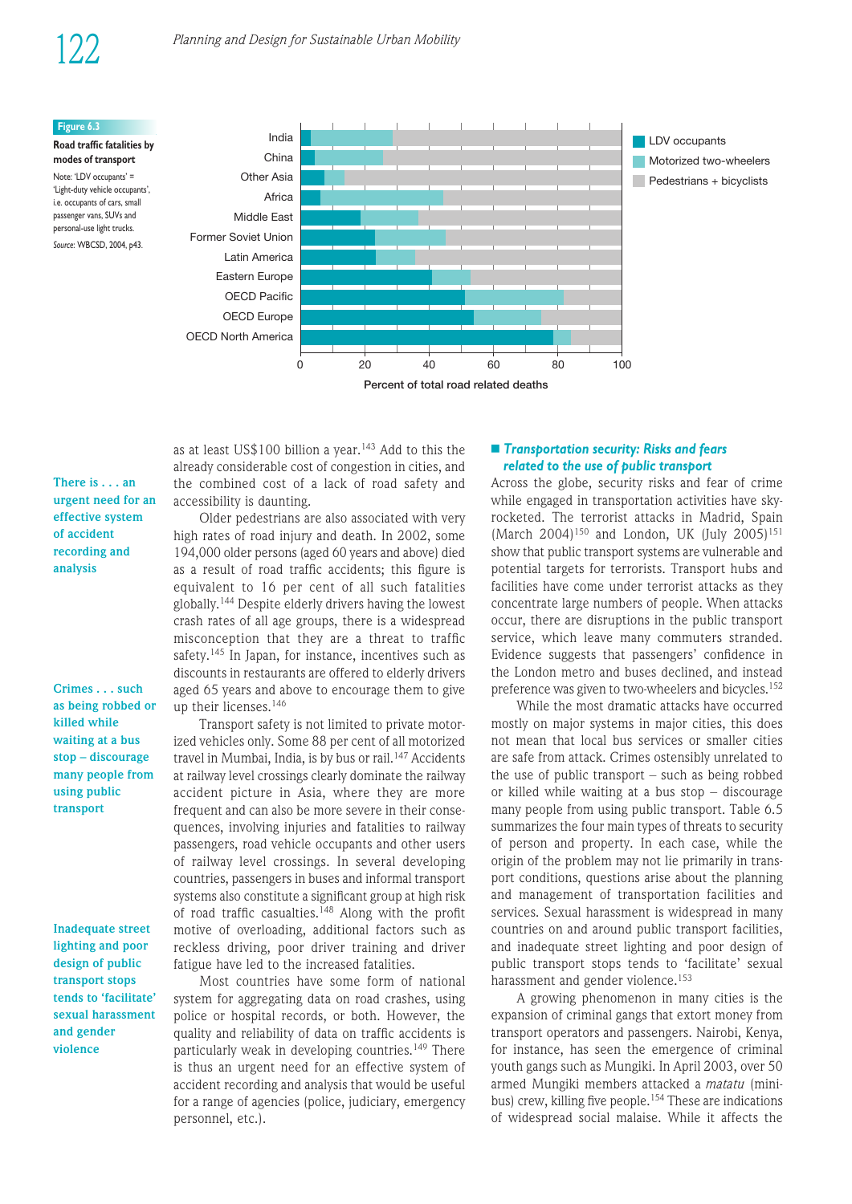**Figure 6.3**

**Road traffic fatalities by modes of transport**

Note: 'LDV occupants' = 'Light-duty vehicle occupants', i.e. occupants of cars, small passenger vans, SUVs and personal-use light trucks.

*Source:* WBCSD, 2004, p43.

as at least US$100 billion a year.[143] Add to this the already considerable cost of congestion in cities, and the combined cost of a lack of road safety and accessibility is daunting.

Older pedestrians are also associated with very high rates of road injury and death. In 2002, some 194,000 older persons (aged 60 years and above) died as a result of road traffic accidents; this figure is equivalent to 16 per cent of all such fatalities globally.[144] Despite elderly drivers having the lowest crash rates of all age groups, there is a widespread misconception that they are a threat to traffic safety.[145] In Japan, for instance, incentives such as discounts in restaurants are offered to elderly drivers aged 65 years and above to encourage them to give up their licenses.[146]

Transport safety is not limited to private motorized vehicles only. Some 88 per cent of all motorized travel in Mumbai, India, is by bus or rail.[147] Accidents at railway level crossings clearly dominate the railway accident picture in Asia, where they are more frequent and can also be more severe in their consequences, involving injuries and fatalities to railway passengers, road vehicle occupants and other users of railway level crossings. In several developing countries, passengers in buses and informal transport systems also constitute a significant group at high risk of road traffic casualties.[148] Along with the profit motive of overloading, additional factors such as reckless driving, poor driver training and driver fatigue have led to the increased fatalities.

Most countries have some form of national system for aggregating data on road crashes, using police or hospital records, or both. However, the quality and reliability of data on traffic accidents is particularly weak in developing countries.[149] There is thus an urgent need for an effective system of accident recording and analysis that would be useful for a range of agencies (police, judiciary, emergency personnel, etc.).

**There is . . . an urgent need for an effective system of accident recording and analysis**

## Transportation security: Risks and fears related to the use of public transport

Across the globe, security risks and fear of crime while engaged in transportation activities have skyrocketed. The terrorist attacks in Madrid, Spain (March 2004)[150] and London, UK (July 2005)[151] show that public transport systems are vulnerable and potential targets for terrorists. Transport hubs and facilities have come under terrorist attacks as they concentrate large numbers of people. When attacks occur, there are disruptions in the public transport service, which leave many commuters stranded. Evidence suggests that passengers' confidence in the London metro and buses declined, and instead preference was given to two-wheelers and bicycles.[152]

While the most dramatic attacks have occurred mostly on major systems in major cities, this does not mean that local bus services or smaller cities are safe from attack. Crimes ostensibly unrelated to the use of public transport – such as being robbed or killed while waiting at a bus stop – discourage many people from using public transport. Table 6.5 summarizes the four main types of threats to security of person and property. In each case, while the origin of the problem may not lie primarily in transport conditions, questions arise about the planning and management of transportation facilities and services. Sexual harassment is widespread in many countries on and around public transport facilities, and inadequate street lighting and poor design of public transport stops tends to 'facilitate' sexual harassment and gender violence.[153]

**Crimes . . . such as being robbed or killed while waiting at a bus stop – discourage many people from using public transport**

**Inadequate street lighting and poor design of public transport stops tends to 'facilitate' sexual harassment and gender violence**

A growing phenomenon in many cities is the expansion of criminal gangs that extort money from transport operators and passengers. Nairobi, Kenya, for instance, has seen the emergence of criminal youth gangs such as Mungiki. In April 2003, over 50 armed Mungiki members attacked a *matatu* (minibus) crew, killing five people.[154] These are indications of widespread social malaise. While it affects the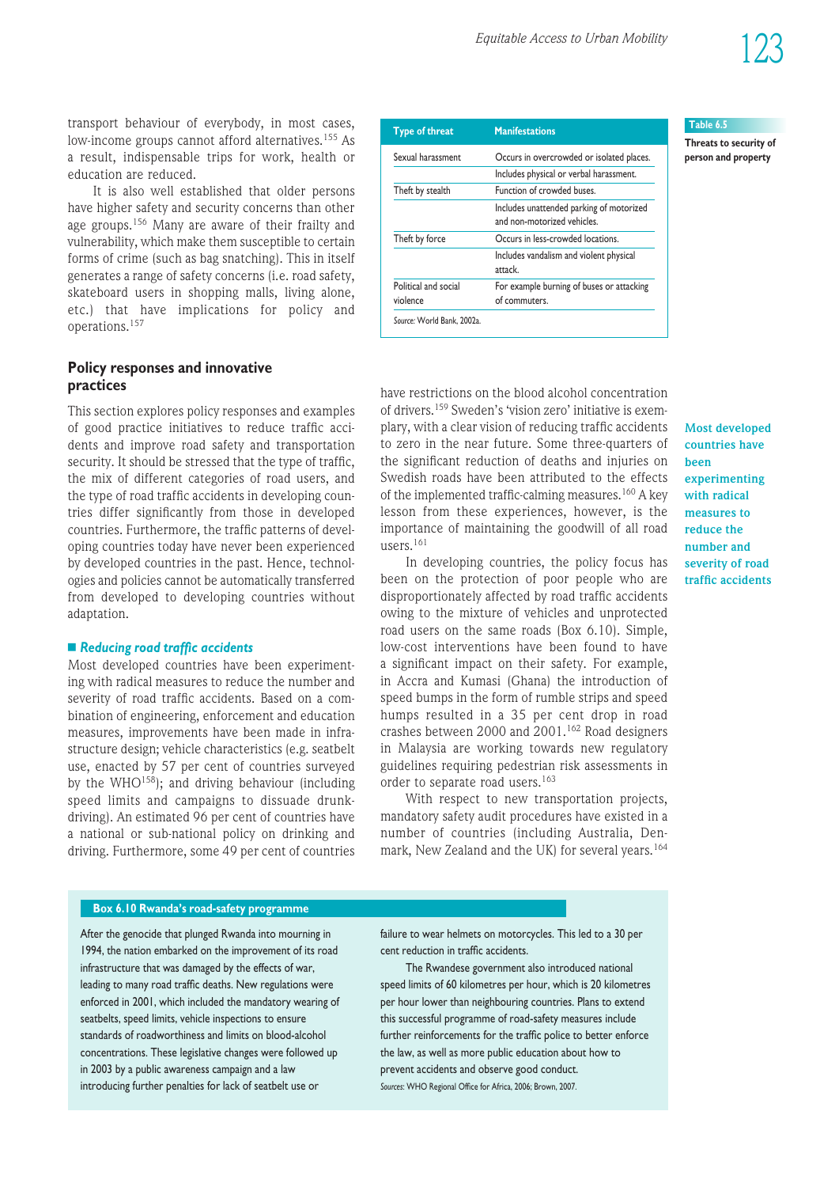transport behaviour of everybody, in most cases, low-income groups cannot afford alternatives.[155] As a result, indispensable trips for work, health or education are reduced.

It is also well established that older persons have higher safety and security concerns than other age groups.[156] Many are aware of their frailty and vulnerability, which make them susceptible to certain forms of crime (such as bag snatching). This in itself generates a range of safety concerns (i.e. road safety, skateboard users in shopping malls, living alone, etc.) that have implications for policy and operations.[157]

**Table 6.5**

**Threats to security of person and property**

| Type of threat | Manifestations |
|---|---|
| Sexual harassment | Occurs in overcrowded or isolated places. |
| | Includes physical or verbal harassment. |
| Theft by stealth | Function of crowded buses. |
| | Includes unattended parking of motorized and non-motorized vehicles. |
| Theft by force | Occurs in less-crowded locations. |
| | Includes vandalism and violent physical attack. |
| Political and social violence | For example burning of buses or attacking of commuters. |

*Source:* World Bank, 2002a.

## Policy responses and innovative practices

This section explores policy responses and examples of good practice initiatives to reduce traffic accidents and improve road safety and transportation security. It should be stressed that the type of traffic, the mix of different categories of road users, and the type of road traffic accidents in developing countries differ significantly from those in developed countries. Furthermore, the traffic patterns of developing countries today have never been experienced by developed countries in the past. Hence, technologies and policies cannot be automatically transferred from developed to developing countries without adaptation.

### *Reducing road traffic accidents*

Most developed countries have been experimenting with radical measures to reduce the number and severity of road traffic accidents. Based on a combination of engineering, enforcement and education measures, improvements have been made in infrastructure design; vehicle characteristics (e.g. seatbelt use, enacted by 57 per cent of countries surveyed by the WHO[158]); and driving behaviour (including speed limits and campaigns to dissuade drunk-driving). An estimated 96 per cent of countries have a national or sub-national policy on drinking and driving. Furthermore, some 49 per cent of countries have restrictions on the blood alcohol concentration of drivers.[159] Sweden's 'vision zero' initiative is exemplary, with a clear vision of reducing traffic accidents to zero in the near future. Some three-quarters of the significant reduction of deaths and injuries on Swedish roads have been attributed to the effects of the implemented traffic-calming measures.[160] A key lesson from these experiences, however, is the importance of maintaining the goodwill of all road users.[161]

**Most developed countries have been experimenting with radical measures to reduce the number and severity of road traffic accidents**

In developing countries, the policy focus has been on the protection of poor people who are disproportionally affected by road traffic accidents owing to the mixture of vehicles and unprotected road users on the same roads (Box 6.10). Simple, low-cost interventions have been found to have a significant impact on their safety. For example, in Accra and Kumasi (Ghana) the introduction of speed bumps in the form of rumble strips and speed humps resulted in a 35 per cent drop in road crashes between 2000 and 2001.[162] Road designers in Malaysia are working towards new regulatory guidelines requiring pedestrian risk assessments in order to separate road users.[163]

With respect to new transportation projects, mandatory safety audit procedures have existed in a number of countries (including Australia, Denmark, New Zealand and the UK) for several years.[164]

**Box 6.10 Rwanda's road-safety programme**

After the genocide that plunged Rwanda into mourning in 1994, the nation embarked on the improvement of its road infrastructure that was damaged by the effects of war, leading to many road traffic deaths. New regulations were enforced in 2001, which included the mandatory wearing of seatbelts, speed limits, vehicle inspections to ensure standards of roadworthiness and limits on blood-alcohol concentrations. These legislative changes were followed up in 2003 by a public awareness campaign and a law introducing further penalties for lack of seatbelt use or failure to wear helmets on motorcycles. This led to a 30 per cent reduction in traffic accidents.

The Rwandese government also introduced national speed limits of 60 kilometres per hour, which is 20 kilometres per hour lower than neighbouring countries. Plans to extend this successful programme of road-safety measures include further reinforcements for the traffic police to better enforce the law, as well as more public education about how to prevent accidents and observe good conduct.

*Sources:* WHO Regional Office for Africa, 2006; Brown, 2007.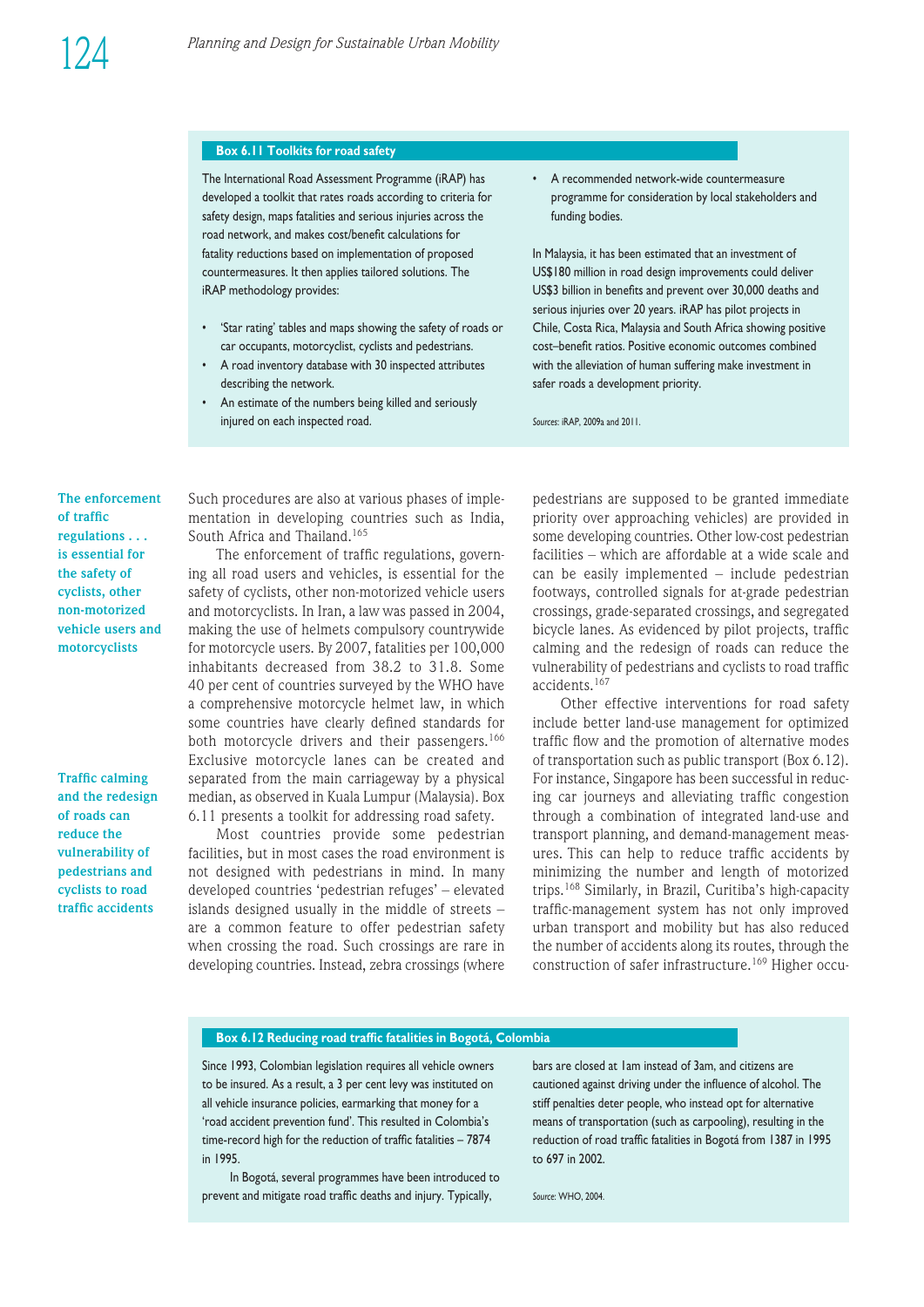### Box 6.11 Toolkits for road safety

The International Road Assessment Programme (iRAP) has developed a toolkit that rates roads according to criteria for safety design, maps fatalities and serious injuries across the road network, and makes cost/benefit calculations for fatality reductions based on implementation of proposed countermeasures. It then applies tailored solutions. The iRAP methodology provides:

- 'Star rating' tables and maps showing the safety of roads or car occupants, motorcyclist, cyclists and pedestrians.
- A road inventory database with 30 inspected attributes describing the network.
- An estimate of the numbers being killed and seriously injured on each inspected road.
- A recommended network-wide countermeasure programme for consideration by local stakeholders and funding bodies.

In Malaysia, it has been estimated that an investment of US$180 million in road design improvements could deliver US$3 billion in benefits and prevent over 30,000 deaths and serious injuries over 20 years. iRAP has pilot projects in Chile, Costa Rica, Malaysia and South Africa showing positive cost–benefit ratios. Positive economic outcomes combined with the alleviation of human suffering make investment in safer roads a development priority.

*Sources:* iRAP, 2009a and 2011.

**The enforcement of traffic regulations . . . is essential for the safety of cyclists, other non-motorized vehicle users and motorcyclists**

**Traffic calming and the redesign of roads can reduce the vulnerability of pedestrians and cyclists to road traffic accidents**

Such procedures are also at various phases of implementation in developing countries such as India, South Africa and Thailand.[165]

The enforcement of traffic regulations, governing all road users and vehicles, is essential for the safety of cyclists, other non-motorized vehicle users and motorcyclists. In Iran, a law was passed in 2004, making the use of helmets compulsory countrywide for motorcycle users. By 2007, fatalities per 100,000 inhabitants decreased from 38.2 to 31.8. Some 40 per cent of countries surveyed by the WHO have a comprehensive motorcycle helmet law, in which some countries have clearly defined standards for both motorcycle drivers and their passengers.[166] Exclusive motorcycle lanes can be created and separated from the main carriageway by a physical median, as observed in Kuala Lumpur (Malaysia). Box 6.11 presents a toolkit for addressing road safety.

Most countries provide some pedestrian facilities, but in most cases the road environment is not designed with pedestrians in mind. In many developed countries 'pedestrian refuges' – elevated islands designed usually in the middle of streets – are a common feature to offer pedestrian safety when crossing the road. Such crossings are rare in developing countries. Instead, zebra crossings (where pedestrians are supposed to be granted immediate priority over approaching vehicles) are provided in some developing countries. Other low-cost pedestrian facilities – which are affordable at a wide scale and can be easily implemented – include pedestrian footways, controlled signals for at-grade pedestrian crossings, grade-separated crossings, and segregated bicycle lanes. As evidenced by pilot projects, traffic calming and the redesign of roads can reduce the vulnerability of pedestrians and cyclists to road traffic accidents.[167]

Other effective interventions for road safety include better land-use management for optimized traffic flow and the promotion of alternative modes of transportation such as public transport (Box 6.12). For instance, Singapore has been successful in reducing car journeys and alleviating traffic congestion through a combination of integrated land-use and transport planning, and demand-management measures. This can help to reduce traffic accidents by minimizing the number and length of motorized trips.[168] Similarly, in Brazil, Curitiba's high-capacity traffic-management system has not only improved urban transport and mobility but has also reduced the number of accidents along its routes, through the construction of safer infrastructure.[169] Higher occu-

### Box 6.12 Reducing road traffic fatalities in Bogotá, Colombia

Since 1993, Colombian legislation requires all vehicle owners to be insured. As a result, a 3 per cent levy was instituted on all vehicle insurance policies, earmarking that money for a 'road accident prevention fund'. This resulted in Colombia's time-record high for the reduction of traffic fatalities – 7874 in 1995.

In Bogotá, several programmes have been introduced to prevent and mitigate road traffic deaths and injury. Typically, bars are closed at 1am instead of 3am, and citizens are cautioned against driving under the influence of alcohol. The stiff penalties deter people, who instead opt for alternative means of transportation (such as carpooling), resulting in the reduction of road traffic fatalities in Bogotá from 1387 in 1995 to 697 in 2002.

*Source:* WHO, 2004.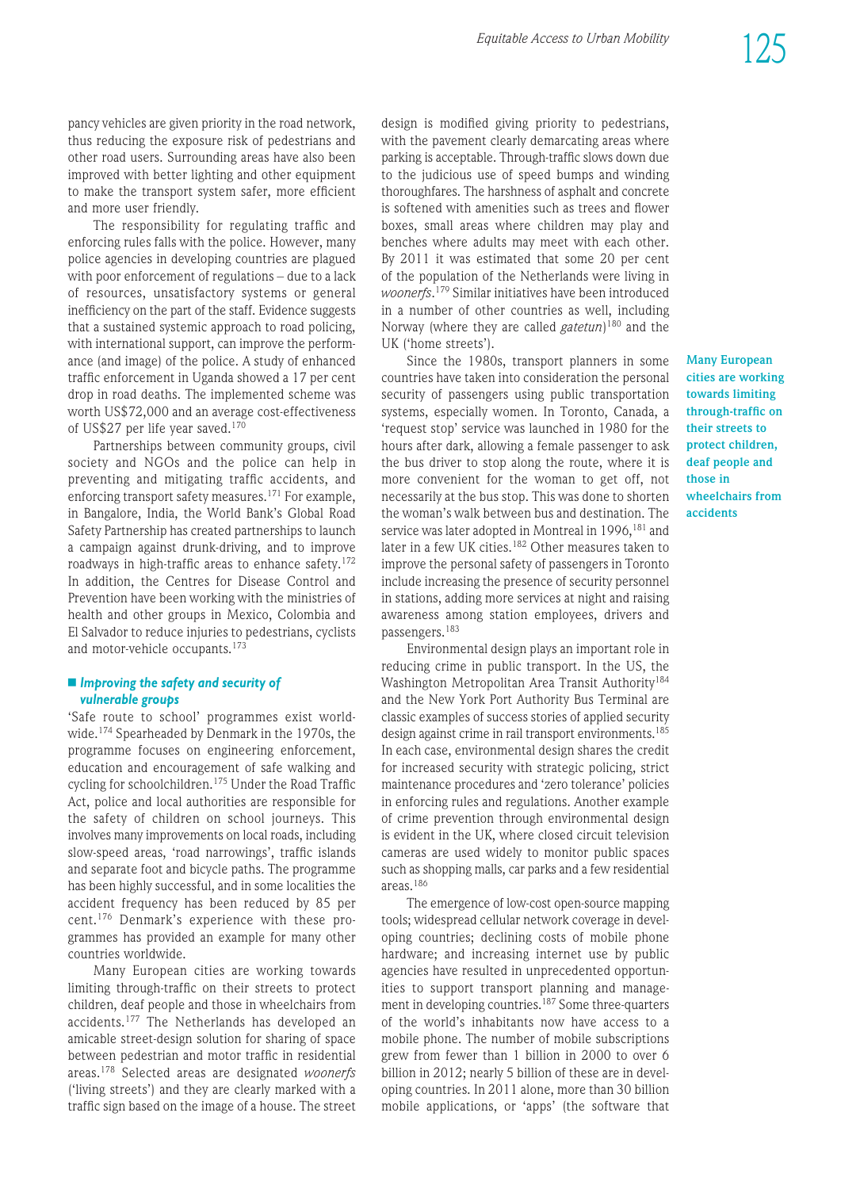pancy vehicles are given priority in the road network, thus reducing the exposure risk of pedestrians and other road users. Surrounding areas have also been improved with better lighting and other equipment to make the transport system safer, more efficient and more user friendly.

The responsibility for regulating traffic and enforcing rules falls with the police. However, many police agencies in developing countries are plagued with poor enforcement of regulations – due to a lack of resources, unsatisfactory systems or general inefficiency on the part of the staff. Evidence suggests that a sustained systemic approach to road policing, with international support, can improve the performance (and image) of the police. A study of enhanced traffic enforcement in Uganda showed a 17 per cent drop in road deaths. The implemented scheme was worth US$72,000 and an average cost-effectiveness of US$27 per life year saved.[170]

Partnerships between community groups, civil society and NGOs and the police can help in preventing and mitigating traffic accidents, and enforcing transport safety measures.[171] For example, in Bangalore, India, the World Bank's Global Road Safety Partnership has created partnerships to launch a campaign against drunk-driving, and to improve roadways in high-traffic areas to enhance safety.[172] In addition, the Centres for Disease Control and Prevention have been working with the ministries of health and other groups in Mexico, Colombia and El Salvador to reduce injuries to pedestrians, cyclists and motor-vehicle occupants.[173]

### *Improving the safety and security of vulnerable groups*

'Safe route to school' programmes exist worldwide.[174] Spearheaded by Denmark in the 1970s, the programme focuses on engineering enforcement, education and encouragement of safe walking and cycling for schoolchildren.[175] Under the Road Traffic Act, police and local authorities are responsible for the safety of children on school journeys. This involves many improvements on local roads, including slow-speed areas, 'road narrowings', traffic islands and separate foot and bicycle paths. The programme has been highly successful, and in some localities the accident frequency has been reduced by 85 per cent.[176] Denmark's experience with these programmes has provided an example for many other countries worldwide.

Many European cities are working towards limiting through-traffic on their streets to protect children, deaf people and those in wheelchairs from accidents.[177] The Netherlands has developed an amicable street-design solution for sharing of space between pedestrian and motor traffic in residential areas.[178] Selected areas are designated *woonerfs* ('living streets') and they are clearly marked with a traffic sign based on the image of a house. The street design is modified giving priority to pedestrians, with the pavement clearly demarcating areas where parking is acceptable. Through-traffic slows down due to the judicious use of speed bumps and winding thoroughfares. The harshness of asphalt and concrete is softened with amenities such as trees and flower boxes, small areas where children may play and benches where adults may meet with each other. By 2011 it was estimated that some 20 per cent of the population of the Netherlands were living in *woonerfs*.[179] Similar initiatives have been introduced in a number of other countries as well, including Norway (where they are called *gatetun*)[180] and the UK ('home streets').

**Many European cities are working towards limiting through-traffic on their streets to protect children, deaf people and those in wheelchairs from accidents**

Since the 1980s, transport planners in some countries have taken into consideration the personal security of passengers using public transportation systems, especially women. In Toronto, Canada, a 'request stop' service was launched in 1980 for the hours after dark, allowing a female passenger to ask the bus driver to stop along the route, where it is more convenient for the woman to get off, not necessarily at the bus stop. This was done to shorten the woman's walk between bus and destination. The service was later adopted in Montreal in 1996,[181] and later in a few UK cities.[182] Other measures taken to improve the personal safety of passengers in Toronto include increasing the presence of security personnel in stations, adding more services at night and raising awareness among station employees, drivers and passengers.[183]

Environmental design plays an important role in reducing crime in public transport. In the US, the Washington Metropolitan Area Transit Authority[184] and the New York Port Authority Bus Terminal are classic examples of success stories of applied security design against crime in rail transport environments.[185] In each case, environmental design shares the credit for increased security with strategic policing, strict maintenance procedures and 'zero tolerance' policies in enforcing rules and regulations. Another example of crime prevention through environmental design is evident in the UK, where closed circuit television cameras are used widely to monitor public spaces such as shopping malls, car parks and a few residential areas.[186]

The emergence of low-cost open-source mapping tools; widespread cellular network coverage in developing countries; declining costs of mobile phone hardware; and increasing internet use by public agencies have resulted in unprecedented opportunities to support transport planning and management in developing countries.[187] Some three-quarters of the world's inhabitants now have access to a mobile phone. The number of mobile subscriptions grew from fewer than 1 billion in 2000 to over 6 billion in 2012; nearly 5 billion of these are in developing countries. In 2011 alone, more than 30 billion mobile applications, or 'apps' (the software that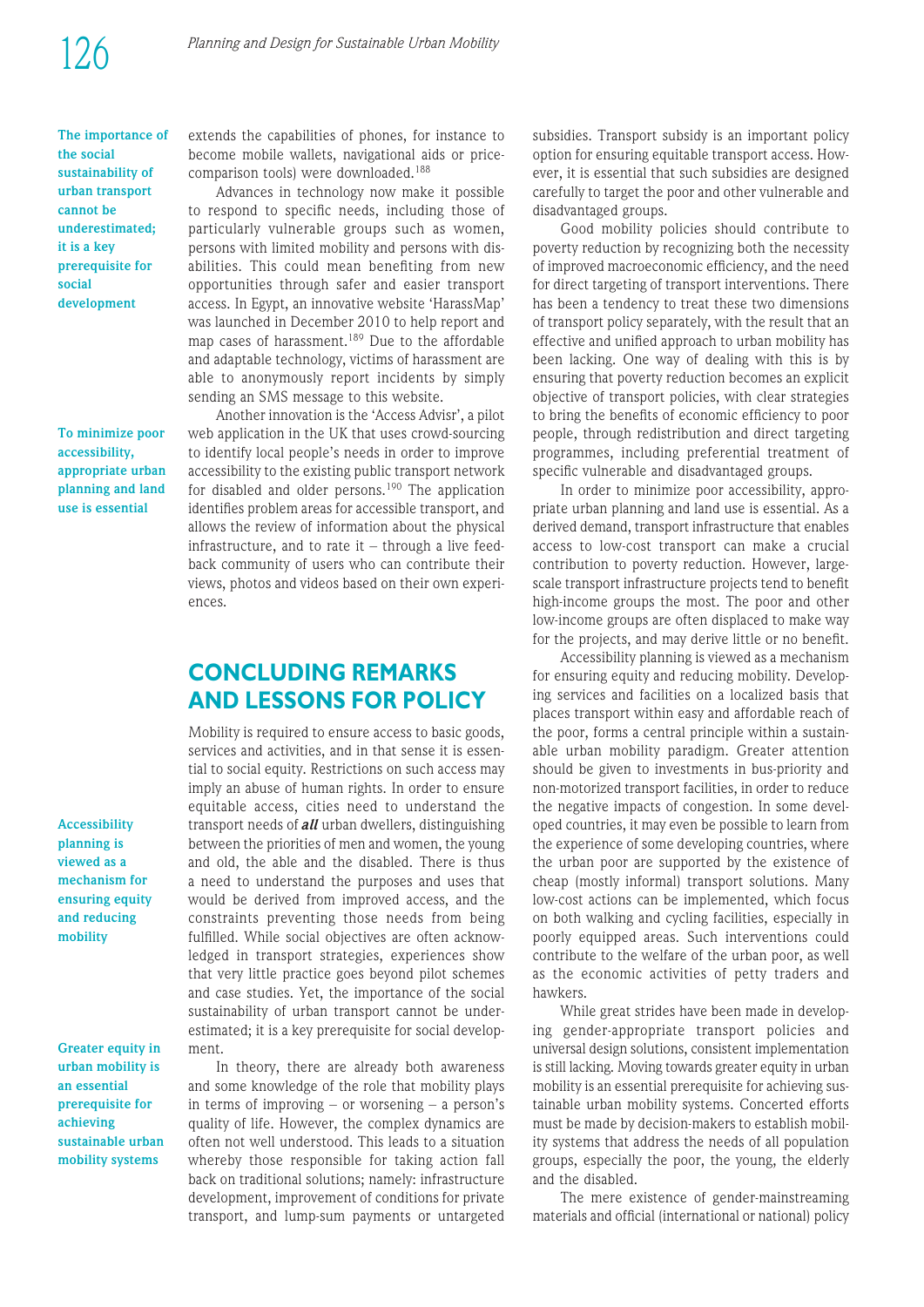The importance of the social sustainability of urban transport cannot be underestimated; it is a key prerequisite for social development

To minimize poor accessibility, appropriate urban planning and land use is essential

Accessibility planning is viewed as a mechanism for ensuring equity and reducing mobility

Greater equity in urban mobility is an essential prerequisite for achieving sustainable urban mobility systems

extends the capabilities of phones, for instance to become mobile wallets, navigational aids or price-comparison tools) were downloaded.[188]

Advances in technology now make it possible to respond to specific needs, including those of particularly vulnerable groups such as women, persons with limited mobility and persons with disabilities. This could mean benefiting from new opportunities through safer and easier transport access. In Egypt, an innovative website 'HarassMap' was launched in December 2010 to help report and map cases of harassment.[189] Due to the affordable and adaptable technology, victims of harassment are able to anonymously report incidents by simply sending an SMS message to this website.

Another innovation is the 'Access Advisr', a pilot web application in the UK that uses crowd-sourcing to identify local people's needs in order to improve accessibility to the existing public transport network for disabled and older persons.[190] The application identifies problem areas for accessible transport, and allows the review of information about the physical infrastructure, and to rate it – through a live feedback community of users who can contribute their views, photos and videos based on their own experiences.

## CONCLUDING REMARKS AND LESSONS FOR POLICY

Mobility is required to ensure access to basic goods, services and activities, and in that sense it is essential to social equity. Restrictions on such access may imply an abuse of human rights. In order to ensure equitable access, cities need to understand the transport needs of ***all*** urban dwellers, distinguishing between the priorities of men and women, the young and old, the able and the disabled. There is thus a need to understand the purposes and uses that would be derived from improved access, and the constraints preventing those needs from being fulfilled. While social objectives are often acknowledged in transport strategies, experiences show that very little practice goes beyond pilot schemes and case studies. Yet, the importance of the social sustainability of urban transport cannot be underestimated; it is a key prerequisite for social development.

In theory, there are already both awareness and some knowledge of the role that mobility plays in terms of improving – or worsening – a person's quality of life. However, the complex dynamics are often not well understood. This leads to a situation whereby those responsible for taking action fall back on traditional solutions; namely: infrastructure development, improvement of conditions for private transport, and lump-sum payments or untargeted subsidies. Transport subsidy is an important policy option for ensuring equitable transport access. However, it is essential that such subsidies are designed carefully to target the poor and other vulnerable and disadvantaged groups.

Good mobility policies should contribute to poverty reduction by recognizing both the necessity of improved macroeconomic efficiency, and the need for direct targeting of transport interventions. There has been a tendency to treat these two dimensions of transport policy separately, with the result that an effective and unified approach to urban mobility has been lacking. One way of dealing with this is by ensuring that poverty reduction becomes an explicit objective of transport policies, with clear strategies to bring the benefits of economic efficiency to poor people, through redistribution and direct targeting programmes, including preferential treatment of specific vulnerable and disadvantaged groups.

In order to minimize poor accessibility, appropriate urban planning and land use is essential. As a derived demand, transport infrastructure that enables access to low-cost transport can make a crucial contribution to poverty reduction. However, large-scale transport infrastructure projects tend to benefit high-income groups the most. The poor and other low-income groups are often displaced to make way for the projects, and may derive little or no benefit.

Accessibility planning is viewed as a mechanism for ensuring equity and reducing mobility. Developing services and facilities on a localized basis that places transport within easy and affordable reach of the poor, forms a central principle within a sustainable urban mobility paradigm. Greater attention should be given to investments in bus-priority and non-motorized transport facilities, in order to reduce the negative impacts of congestion. In some developed countries, it may even be possible to learn from the experience of some developing countries, where the urban poor are supported by the existence of cheap (mostly informal) transport solutions. Many low-cost actions can be implemented, which focus on both walking and cycling facilities, especially in poorly equipped areas. Such interventions could contribute to the welfare of the urban poor, as well as the economic activities of petty traders and hawkers.

While great strides have been made in developing gender-appropriate transport policies and universal design solutions, consistent implementation is still lacking. Moving towards greater equity in urban mobility is an essential prerequisite for achieving sustainable urban mobility systems. Concerted efforts must be made by decision-makers to establish mobility systems that address the needs of all population groups, especially the poor, the young, the elderly and the disabled.

The mere existence of gender-mainstreaming materials and official (international or national) policy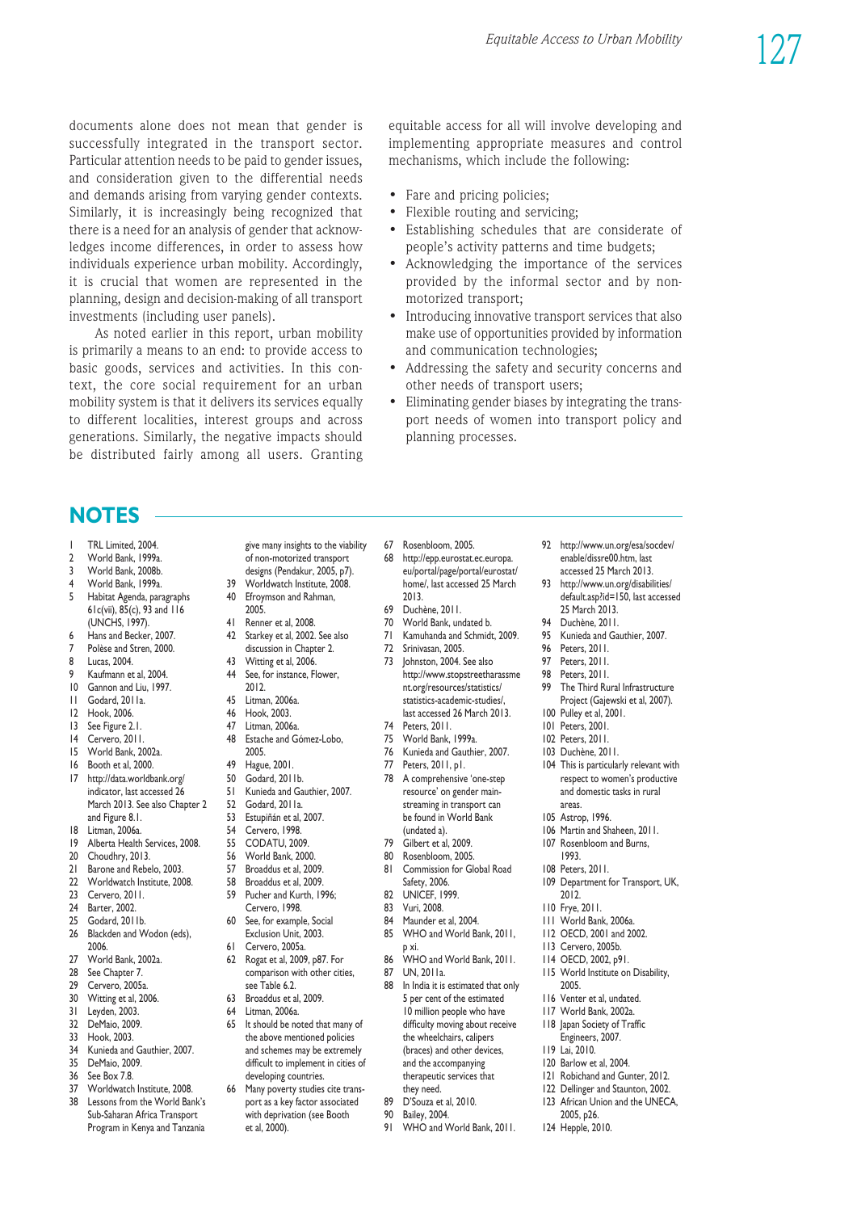documents alone does not mean that gender is successfully integrated in the transport sector. Particular attention needs to be paid to gender issues, and consideration given to the differential needs and demands arising from varying gender contexts. Similarly, it is increasingly being recognized that there is a need for an analysis of gender that acknowledges income differences, in order to assess how individuals experience urban mobility. Accordingly, it is crucial that women are represented in the planning, design and decision-making of all transport investments (including user panels).

As noted earlier in this report, urban mobility is primarily a means to an end: to provide access to basic goods, services and activities. In this context, the core social requirement for an urban mobility system is that it delivers its services equally to different localities, interest groups and across generations. Similarly, the negative impacts should be distributed fairly among all users. Granting equitable access for all will involve developing and implementing appropriate measures and control mechanisms, which include the following:

- Fare and pricing policies;
- Flexible routing and servicing;
- Establishing schedules that are considerate of people's activity patterns and time budgets;
- Acknowledging the importance of the services provided by the informal sector and by non-motorized transport;
- Introducing innovative transport services that also make use of opportunities provided by information and communication technologies;
- Addressing the safety and security concerns and other needs of transport users;
- Eliminating gender biases by integrating the transport needs of women into transport policy and planning processes.

## NOTES

1. TRL Limited, 2004.
2. World Bank, 1999a.
3. World Bank, 2008b.
4. World Bank, 1999a.
5. Habitat Agenda, paragraphs 61c(vii), 85(c), 93 and 116 (UNCHS, 1997).
6. Hans and Becker, 2007.
7. Polèse and Stren, 2000.
8. Lucas, 2004.
9. Kaufmann et al, 2004.
10. Gannon and Liu, 1997.
11. Godard, 2011a.
12. Hook, 2006.
13. See Figure 2.1.
14. Cervero, 2011.
15. World Bank, 2002a.
16. Booth et al, 2000.
17. http://data.worldbank.org/indicator, last accessed 26 March 2013. See also Chapter 2 and Figure 8.1.
18. Litman, 2006a.
19. Alberta Health Services, 2008.
20. Choudhry, 2013.
21. Barone and Rebelo, 2003.
22. Worldwatch Institute, 2008.
23. Cervero, 2011.
24. Barter, 2002.
25. Godard, 2011b.
26. Blackden and Wodon (eds), 2006.
27. World Bank, 2002a.
28. See Chapter 7.
29. Cervero, 2005a.
30. Witting et al, 2006.
31. Leyden, 2003.
32. DeMaio, 2009.
33. Hook, 2003.
34. Kunieda and Gauthier, 2007.
35. DeMaio, 2009.
36. See Box 7.8.
37. Worldwatch Institute, 2008.
38. Lessons from the World Bank's Sub-Saharan Africa Transport Program in Kenya and Tanzania give many insights to the viability of non-motorized transport designs (Pendakur, 2005, p7).
39. Worldwatch Institute, 2008.
40. Efroymson and Rahman, 2005.
41. Renner et al, 2008.
42. Starkey et al, 2002. See also discussion in Chapter 2.
43. Witting et al, 2006.
44. See, for instance, Flower, 2012.
45. Litman, 2006a.
46. Hook, 2003.
47. Litman, 2006a.
48. Estache and Gómez-Lobo, 2005.
49. Hague, 2001.
50. Godard, 2011b.
51. Kunieda and Gauthier, 2007.
52. Godard, 2011a.
53. Estupiñán et al, 2007.
54. Cervero, 1998.
55. CODATU, 2009.
56. World Bank, 2000.
57. Broaddus et al, 2009.
58. Broaddus et al, 2009.
59. Pucher and Kurth, 1996; Cervero, 1998.
60. See, for example, Social Exclusion Unit, 2003.
61. Cervero, 2005a.
62. Rogat et al, 2009, p87. For comparison with other cities, see Table 6.2.
63. Broaddus et al, 2009.
64. Litman, 2006a.
65. It should be noted that many of the above mentioned policies and schemes may be extremely difficult to implement in cities of developing countries.
66. Many poverty studies cite transport as a key factor associated with deprivation (see Booth et al, 2000).
67. Rosenbloom, 2005.
68. http://epp.eurostat.ec.europa.eu/portal/page/portal/eurostat/home/, last accessed 25 March 2013.
69. Duchène, 2011.
70. World Bank, undated b.
71. Kamuhanda and Schmidt, 2009.
72. Srinivasan, 2005.
73. Johnston, 2004. See also http://www.stopstreetharassment.org/resources/statistics/statistics-academic-studies/, last accessed 26 March 2013.
74. Peters, 2011.
75. World Bank, 1999a.
76. Kunieda and Gauthier, 2007.
77. Peters, 2011, p1.
78. A comprehensive 'one-step resource' on gender mainstreaming in transport can be found in World Bank (undated a).
79. Gilbert et al, 2009.
80. Rosenbloom, 2005.
81. Commission for Global Road Safety, 2006.
82. UNICEF, 1999.
83. Vuri, 2008.
84. Maunder et al, 2004.
85. WHO and World Bank, 2011, p xi.
86. WHO and World Bank, 2011.
87. UN, 2011a.
88. In India it is estimated that only 5 per cent of the estimated 10 million people who have difficulty moving about receive the wheelchairs, calipers (braces) and other devices, and the accompanying therapeutic services that they need.
89. D'Souza et al, 2010.
90. Bailey, 2004.
91. WHO and World Bank, 2011.
92. http://www.un.org/esa/socdev/enable/dissre00.htm, last accessed 25 March 2013.
93. http://www.un.org/disabilities/default.asp?id=150, last accessed 25 March 2013.
94. Duchène, 2011.
95. Kunieda and Gauthier, 2007.
96. Peters, 2011.
97. Peters, 2011.
98. Peters, 2011.
99. The Third Rural Infrastructure Project (Gajewski et al, 2007).
100. Pulley et al, 2001.
101. Peters, 2001.
102. Peters, 2011.
103. Duchène, 2011.
104. This is particularly relevant with respect to women's productive and domestic tasks in rural areas.
105. Astrop, 1996.
106. Martin and Shaheen, 2011.
107. Rosenbloom and Burns, 1993.
108. Peters, 2011.
109. Department for Transport, UK, 2012.
110. Frye, 2011.
111. World Bank, 2006a.
112. OECD, 2001 and 2002.
113. Cervero, 2005b.
114. OECD, 2002, p91.
115. World Institute on Disability, 2005.
116. Venter et al, undated.
117. World Bank, 2002a.
118. Japan Society of Traffic Engineers, 2007.
119. Lai, 2010.
120. Barlow et al, 2004.
121. Robichand and Gunter, 2012.
122. Dellinger and Staunton, 2002.
123. African Union and the UNECA, 2005, p26.
124. Hepple, 2010.